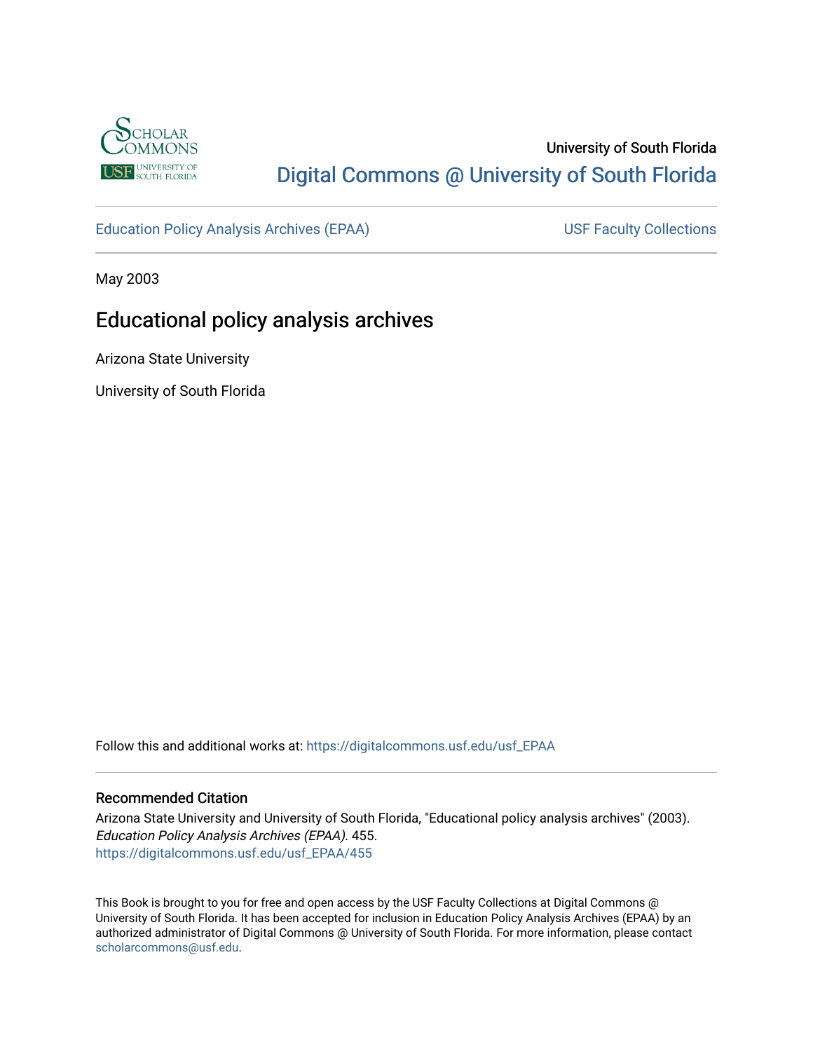University of South Florida

Digital Commons @ University of South Florida

Education Policy Analysis Archives (EPAA) | USF Faculty Collections

May 2003

# Educational policy analysis archives

Arizona State University

University of South Florida

Follow this and additional works at: https://digitalcommons.usf.edu/usf_EPAA

## Recommended Citation

Arizona State University and University of South Florida, "Educational policy analysis archives" (2003). *Education Policy Analysis Archives (EPAA)*. 455.
https://digitalcommons.usf.edu/usf_EPAA/455

This Book is brought to you for free and open access by the USF Faculty Collections at Digital Commons @ University of South Florida. It has been accepted for inclusion in Education Policy Analysis Archives (EPAA) by an authorized administrator of Digital Commons @ University of South Florida. For more information, please contact scholarcommons@usf.edu.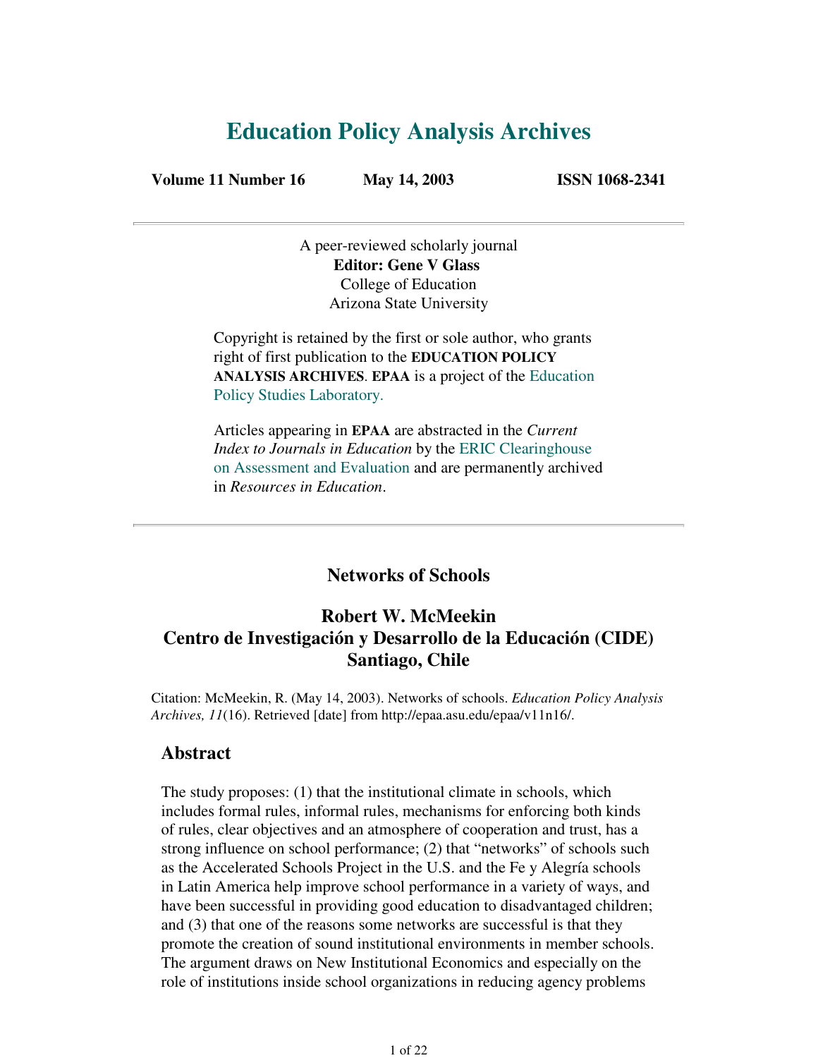# Education Policy Analysis Archives

**Volume 11 Number 16** **May 14, 2003** **ISSN 1068-2341**

---

A peer-reviewed scholarly journal
**Editor: Gene V Glass**
College of Education
Arizona State University

Copyright is retained by the first or sole author, who grants right of first publication to the **EDUCATION POLICY ANALYSIS ARCHIVES**. **EPAA** is a project of the Education Policy Studies Laboratory.

Articles appearing in **EPAA** are abstracted in the *Current Index to Journals in Education* by the ERIC Clearinghouse on Assessment and Evaluation and are permanently archived in *Resources in Education*.

---

## Networks of Schools

### Robert W. McMeekin
### Centro de Investigación y Desarrollo de la Educación (CIDE)
### Santiago, Chile

Citation: McMeekin, R. (May 14, 2003). Networks of schools. *Education Policy Analysis Archives, 11*(16). Retrieved [date] from http://epaa.asu.edu/epaa/v11n16/.

## Abstract

The study proposes: (1) that the institutional climate in schools, which includes formal rules, informal rules, mechanisms for enforcing both kinds of rules, clear objectives and an atmosphere of cooperation and trust, has a strong influence on school performance; (2) that "networks" of schools such as the Accelerated Schools Project in the U.S. and the Fe y Alegría schools in Latin America help improve school performance in a variety of ways, and have been successful in providing good education to disadvantaged children; and (3) that one of the reasons some networks are successful is that they promote the creation of sound institutional environments in member schools. The argument draws on New Institutional Economics and especially on the role of institutions inside school organizations in reducing agency problems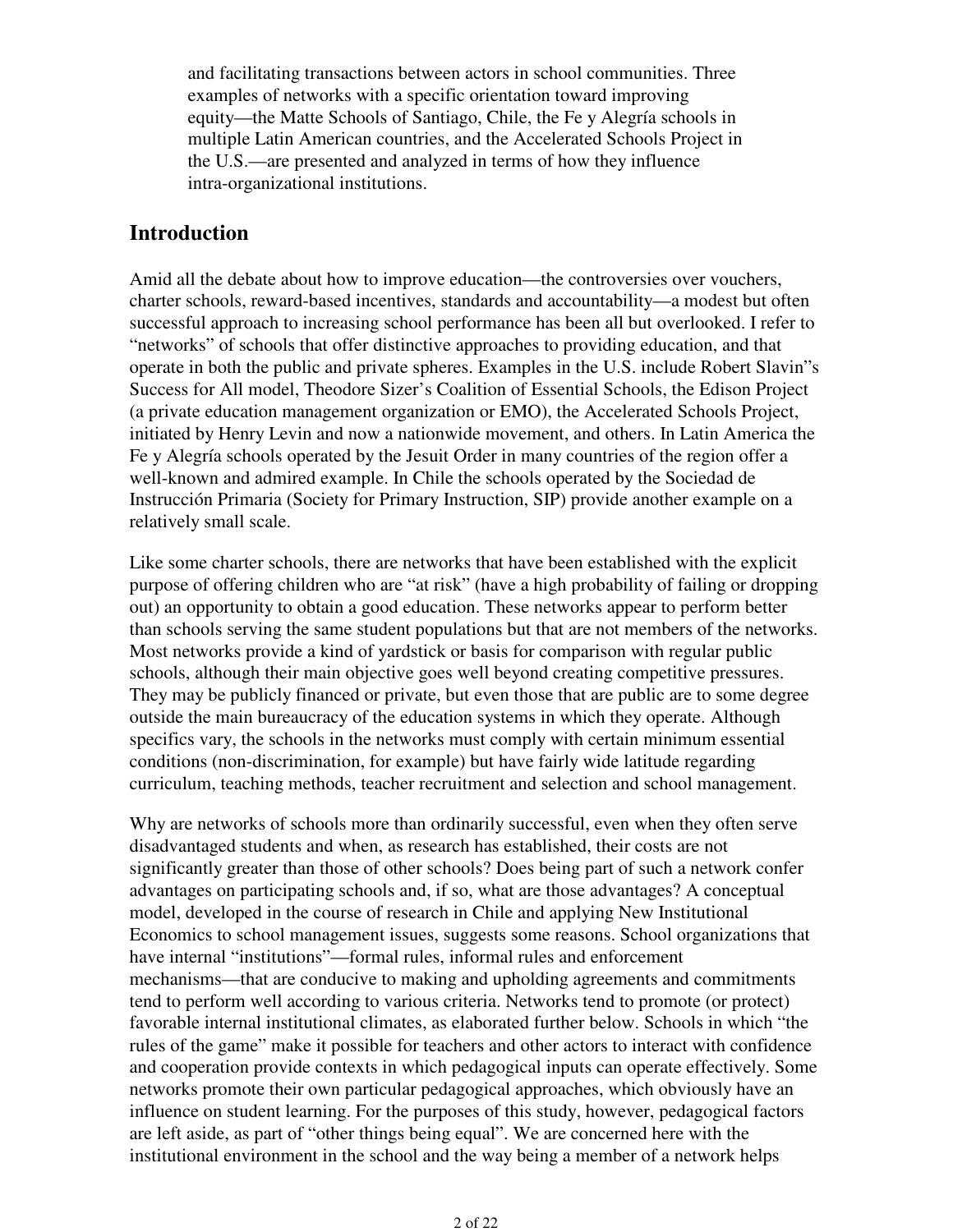and facilitating transactions between actors in school communities. Three examples of networks with a specific orientation toward improving equity—the Matte Schools of Santiago, Chile, the Fe y Alegría schools in multiple Latin American countries, and the Accelerated Schools Project in the U.S.—are presented and analyzed in terms of how they influence intra-organizational institutions.

## Introduction

Amid all the debate about how to improve education—the controversies over vouchers, charter schools, reward-based incentives, standards and accountability—a modest but often successful approach to increasing school performance has been all but overlooked. I refer to "networks" of schools that offer distinctive approaches to providing education, and that operate in both the public and private spheres. Examples in the U.S. include Robert Slavin"s Success for All model, Theodore Sizer's Coalition of Essential Schools, the Edison Project (a private education management organization or EMO), the Accelerated Schools Project, initiated by Henry Levin and now a nationwide movement, and others. In Latin America the Fe y Alegría schools operated by the Jesuit Order in many countries of the region offer a well-known and admired example. In Chile the schools operated by the Sociedad de Instrucción Primaria (Society for Primary Instruction, SIP) provide another example on a relatively small scale.

Like some charter schools, there are networks that have been established with the explicit purpose of offering children who are "at risk" (have a high probability of failing or dropping out) an opportunity to obtain a good education. These networks appear to perform better than schools serving the same student populations but that are not members of the networks. Most networks provide a kind of yardstick or basis for comparison with regular public schools, although their main objective goes well beyond creating competitive pressures. They may be publicly financed or private, but even those that are public are to some degree outside the main bureaucracy of the education systems in which they operate. Although specifics vary, the schools in the networks must comply with certain minimum essential conditions (non-discrimination, for example) but have fairly wide latitude regarding curriculum, teaching methods, teacher recruitment and selection and school management.

Why are networks of schools more than ordinarily successful, even when they often serve disadvantaged students and when, as research has established, their costs are not significantly greater than those of other schools? Does being part of such a network confer advantages on participating schools and, if so, what are those advantages? A conceptual model, developed in the course of research in Chile and applying New Institutional Economics to school management issues, suggests some reasons. School organizations that have internal "institutions"—formal rules, informal rules and enforcement mechanisms—that are conducive to making and upholding agreements and commitments tend to perform well according to various criteria. Networks tend to promote (or protect) favorable internal institutional climates, as elaborated further below. Schools in which "the rules of the game" make it possible for teachers and other actors to interact with confidence and cooperation provide contexts in which pedagogical inputs can operate effectively. Some networks promote their own particular pedagogical approaches, which obviously have an influence on student learning. For the purposes of this study, however, pedagogical factors are left aside, as part of "other things being equal". We are concerned here with the institutional environment in the school and the way being a member of a network helps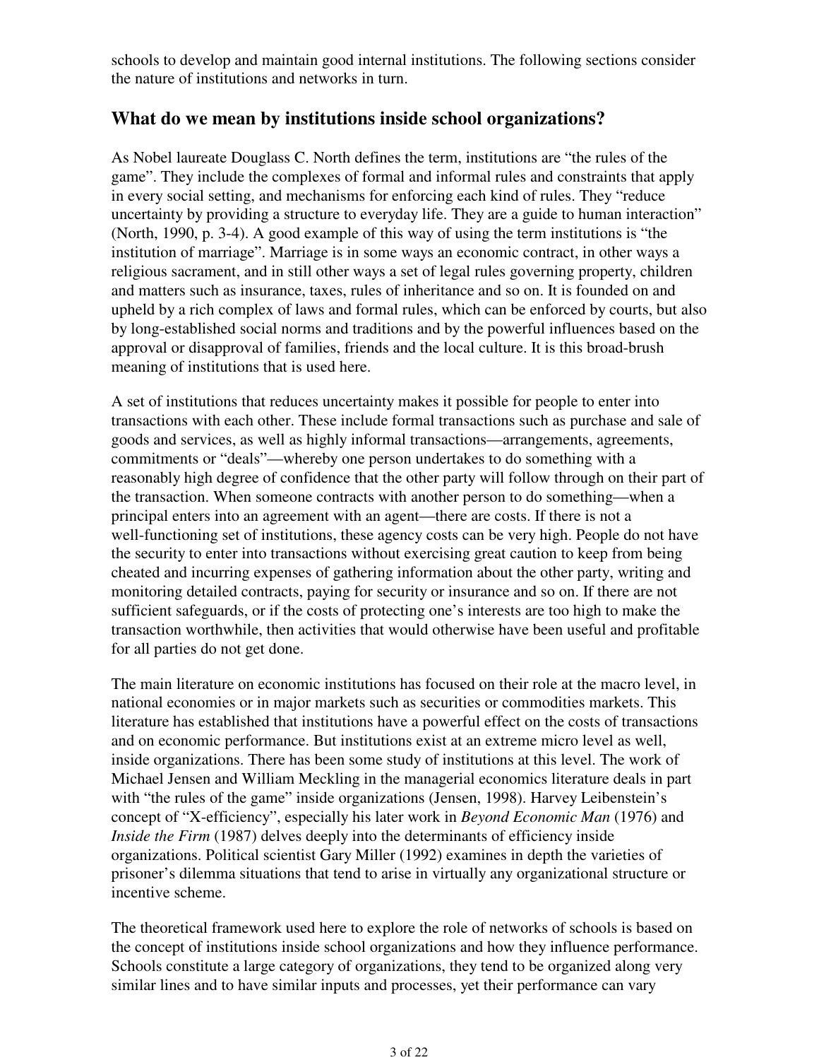schools to develop and maintain good internal institutions. The following sections consider the nature of institutions and networks in turn.

## What do we mean by institutions inside school organizations?

As Nobel laureate Douglass C. North defines the term, institutions are "the rules of the game". They include the complexes of formal and informal rules and constraints that apply in every social setting, and mechanisms for enforcing each kind of rules. They "reduce uncertainty by providing a structure to everyday life. They are a guide to human interaction" (North, 1990, p. 3-4). A good example of this way of using the term institutions is "the institution of marriage". Marriage is in some ways an economic contract, in other ways a religious sacrament, and in still other ways a set of legal rules governing property, children and matters such as insurance, taxes, rules of inheritance and so on. It is founded on and upheld by a rich complex of laws and formal rules, which can be enforced by courts, but also by long-established social norms and traditions and by the powerful influences based on the approval or disapproval of families, friends and the local culture. It is this broad-brush meaning of institutions that is used here.

A set of institutions that reduces uncertainty makes it possible for people to enter into transactions with each other. These include formal transactions such as purchase and sale of goods and services, as well as highly informal transactions—arrangements, agreements, commitments or "deals"—whereby one person undertakes to do something with a reasonably high degree of confidence that the other party will follow through on their part of the transaction. When someone contracts with another person to do something—when a principal enters into an agreement with an agent—there are costs. If there is not a well-functioning set of institutions, these agency costs can be very high. People do not have the security to enter into transactions without exercising great caution to keep from being cheated and incurring expenses of gathering information about the other party, writing and monitoring detailed contracts, paying for security or insurance and so on. If there are not sufficient safeguards, or if the costs of protecting one's interests are too high to make the transaction worthwhile, then activities that would otherwise have been useful and profitable for all parties do not get done.

The main literature on economic institutions has focused on their role at the macro level, in national economies or in major markets such as securities or commodities markets. This literature has established that institutions have a powerful effect on the costs of transactions and on economic performance. But institutions exist at an extreme micro level as well, inside organizations. There has been some study of institutions at this level. The work of Michael Jensen and William Meckling in the managerial economics literature deals in part with "the rules of the game" inside organizations (Jensen, 1998). Harvey Leibenstein's concept of "X-efficiency", especially his later work in *Beyond Economic Man* (1976) and *Inside the Firm* (1987) delves deeply into the determinants of efficiency inside organizations. Political scientist Gary Miller (1992) examines in depth the varieties of prisoner's dilemma situations that tend to arise in virtually any organizational structure or incentive scheme.

The theoretical framework used here to explore the role of networks of schools is based on the concept of institutions inside school organizations and how they influence performance. Schools constitute a large category of organizations, they tend to be organized along very similar lines and to have similar inputs and processes, yet their performance can vary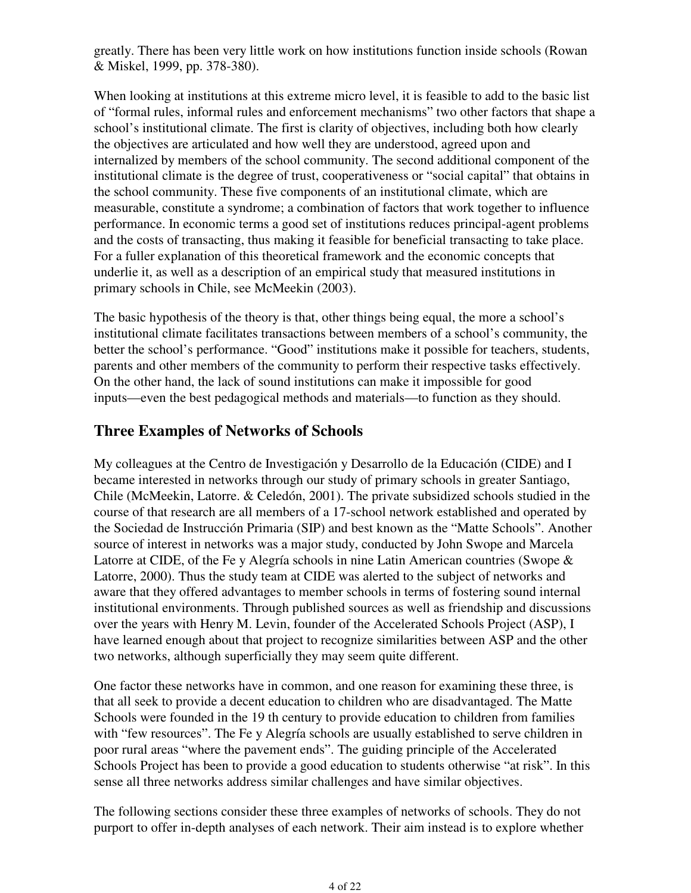greatly. There has been very little work on how institutions function inside schools (Rowan & Miskel, 1999, pp. 378-380).

When looking at institutions at this extreme micro level, it is feasible to add to the basic list of "formal rules, informal rules and enforcement mechanisms" two other factors that shape a school's institutional climate. The first is clarity of objectives, including both how clearly the objectives are articulated and how well they are understood, agreed upon and internalized by members of the school community. The second additional component of the institutional climate is the degree of trust, cooperativeness or "social capital" that obtains in the school community. These five components of an institutional climate, which are measurable, constitute a syndrome; a combination of factors that work together to influence performance. In economic terms a good set of institutions reduces principal-agent problems and the costs of transacting, thus making it feasible for beneficial transacting to take place. For a fuller explanation of this theoretical framework and the economic concepts that underlie it, as well as a description of an empirical study that measured institutions in primary schools in Chile, see McMeekin (2003).

The basic hypothesis of the theory is that, other things being equal, the more a school's institutional climate facilitates transactions between members of a school's community, the better the school's performance. "Good" institutions make it possible for teachers, students, parents and other members of the community to perform their respective tasks effectively. On the other hand, the lack of sound institutions can make it impossible for good inputs—even the best pedagogical methods and materials—to function as they should.

## Three Examples of Networks of Schools

My colleagues at the Centro de Investigación y Desarrollo de la Educación (CIDE) and I became interested in networks through our study of primary schools in greater Santiago, Chile (McMeekin, Latorre. & Celedón, 2001). The private subsidized schools studied in the course of that research are all members of a 17-school network established and operated by the Sociedad de Instrucción Primaria (SIP) and best known as the "Matte Schools". Another source of interest in networks was a major study, conducted by John Swope and Marcela Latorre at CIDE, of the Fe y Alegría schools in nine Latin American countries (Swope & Latorre, 2000). Thus the study team at CIDE was alerted to the subject of networks and aware that they offered advantages to member schools in terms of fostering sound internal institutional environments. Through published sources as well as friendship and discussions over the years with Henry M. Levin, founder of the Accelerated Schools Project (ASP), I have learned enough about that project to recognize similarities between ASP and the other two networks, although superficially they may seem quite different.

One factor these networks have in common, and one reason for examining these three, is that all seek to provide a decent education to children who are disadvantaged. The Matte Schools were founded in the 19 th century to provide education to children from families with "few resources". The Fe y Alegría schools are usually established to serve children in poor rural areas "where the pavement ends". The guiding principle of the Accelerated Schools Project has been to provide a good education to students otherwise "at risk". In this sense all three networks address similar challenges and have similar objectives.

The following sections consider these three examples of networks of schools. They do not purport to offer in-depth analyses of each network. Their aim instead is to explore whether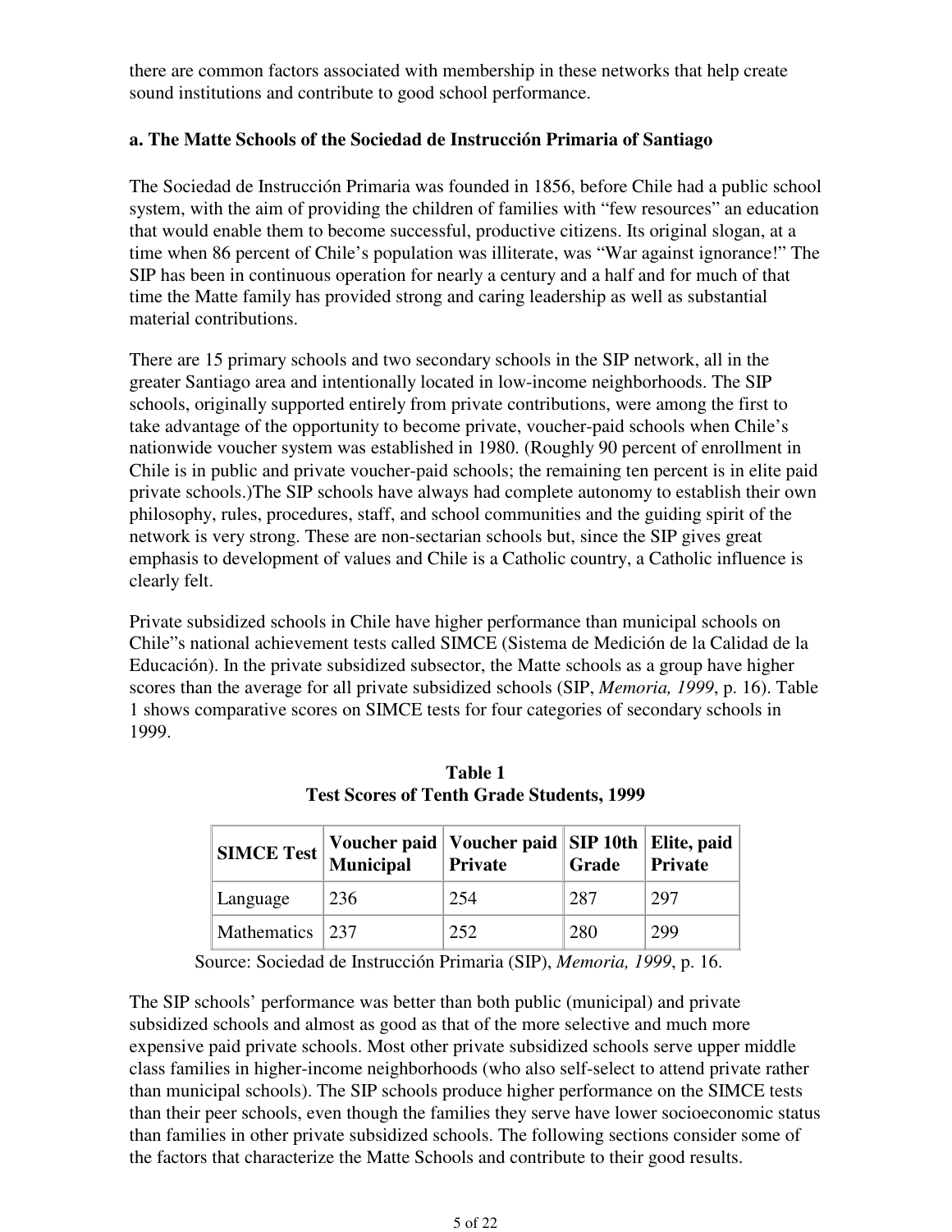there are common factors associated with membership in these networks that help create sound institutions and contribute to good school performance.

**a. The Matte Schools of the Sociedad de Instrucción Primaria of Santiago**

The Sociedad de Instrucción Primaria was founded in 1856, before Chile had a public school system, with the aim of providing the children of families with "few resources" an education that would enable them to become successful, productive citizens. Its original slogan, at a time when 86 percent of Chile's population was illiterate, was "War against ignorance!" The SIP has been in continuous operation for nearly a century and a half and for much of that time the Matte family has provided strong and caring leadership as well as substantial material contributions.

There are 15 primary schools and two secondary schools in the SIP network, all in the greater Santiago area and intentionally located in low-income neighborhoods. The SIP schools, originally supported entirely from private contributions, were among the first to take advantage of the opportunity to become private, voucher-paid schools when Chile's nationwide voucher system was established in 1980. (Roughly 90 percent of enrollment in Chile is in public and private voucher-paid schools; the remaining ten percent is in elite paid private schools.)The SIP schools have always had complete autonomy to establish their own philosophy, rules, procedures, staff, and school communities and the guiding spirit of the network is very strong. These are non-sectarian schools but, since the SIP gives great emphasis to development of values and Chile is a Catholic country, a Catholic influence is clearly felt.

Private subsidized schools in Chile have higher performance than municipal schools on Chile"s national achievement tests called SIMCE (Sistema de Medición de la Calidad de la Educación). In the private subsidized subsector, the Matte schools as a group have higher scores than the average for all private subsidized schools (SIP, *Memoria, 1999*, p. 16). Table 1 shows comparative scores on SIMCE tests for four categories of secondary schools in 1999.

**Table 1**
**Test Scores of Tenth Grade Students, 1999**

| SIMCE Test | Voucher paid Municipal | Voucher paid Private | SIP 10th Grade | Elite, paid Private |
|---|---|---|---|---|
| Language | 236 | 254 | 287 | 297 |
| Mathematics | 237 | 252 | 280 | 299 |

Source: Sociedad de Instrucción Primaria (SIP), *Memoria, 1999*, p. 16.

The SIP schools' performance was better than both public (municipal) and private subsidized schools and almost as good as that of the more selective and much more expensive paid private schools. Most other private subsidized schools serve upper middle class families in higher-income neighborhoods (who also self-select to attend private rather than municipal schools). The SIP schools produce higher performance on the SIMCE tests than their peer schools, even though the families they serve have lower socioeconomic status than families in other private subsidized schools. The following sections consider some of the factors that characterize the Matte Schools and contribute to their good results.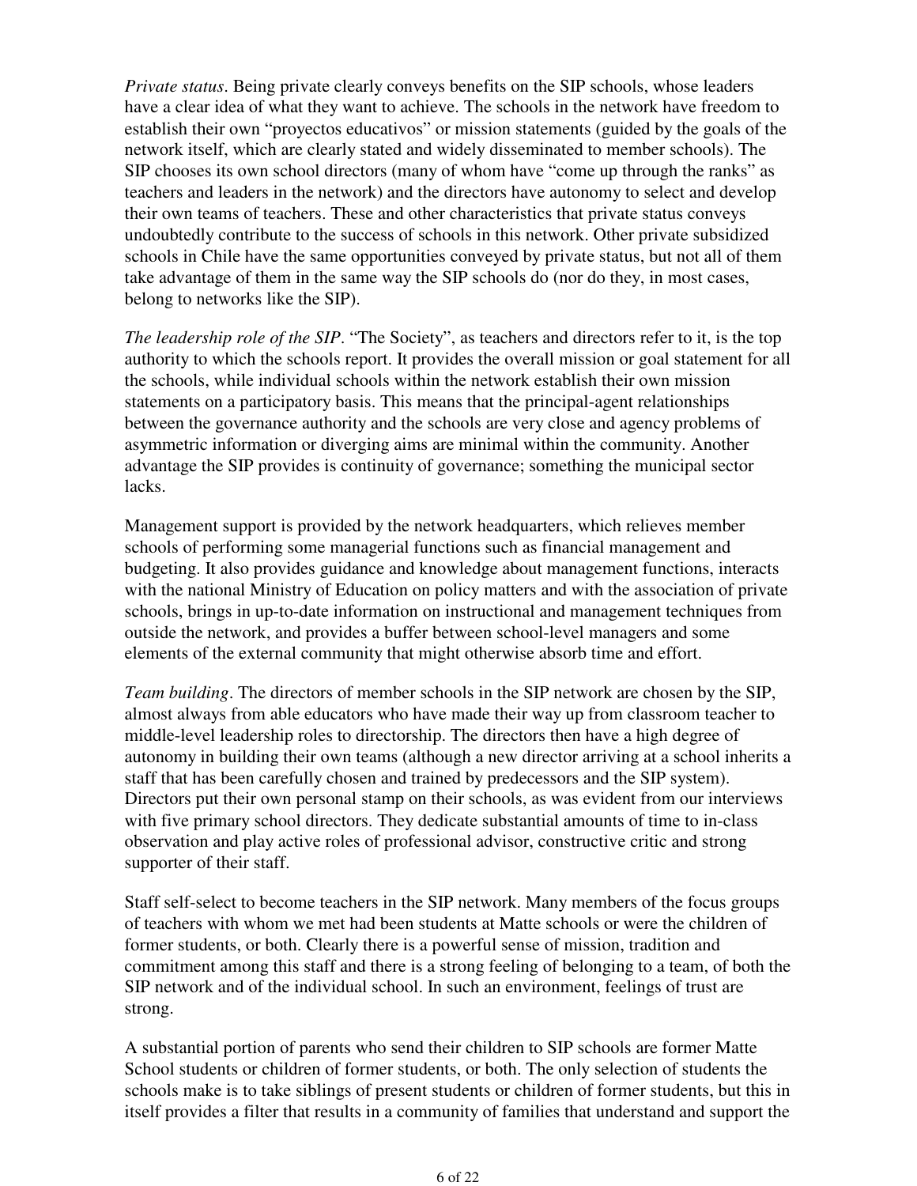*Private status*. Being private clearly conveys benefits on the SIP schools, whose leaders have a clear idea of what they want to achieve. The schools in the network have freedom to establish their own "proyectos educativos" or mission statements (guided by the goals of the network itself, which are clearly stated and widely disseminated to member schools). The SIP chooses its own school directors (many of whom have "come up through the ranks" as teachers and leaders in the network) and the directors have autonomy to select and develop their own teams of teachers. These and other characteristics that private status conveys undoubtedly contribute to the success of schools in this network. Other private subsidized schools in Chile have the same opportunities conveyed by private status, but not all of them take advantage of them in the same way the SIP schools do (nor do they, in most cases, belong to networks like the SIP).

*The leadership role of the SIP*. "The Society", as teachers and directors refer to it, is the top authority to which the schools report. It provides the overall mission or goal statement for all the schools, while individual schools within the network establish their own mission statements on a participatory basis. This means that the principal-agent relationships between the governance authority and the schools are very close and agency problems of asymmetric information or diverging aims are minimal within the community. Another advantage the SIP provides is continuity of governance; something the municipal sector lacks.

Management support is provided by the network headquarters, which relieves member schools of performing some managerial functions such as financial management and budgeting. It also provides guidance and knowledge about management functions, interacts with the national Ministry of Education on policy matters and with the association of private schools, brings in up-to-date information on instructional and management techniques from outside the network, and provides a buffer between school-level managers and some elements of the external community that might otherwise absorb time and effort.

*Team building*. The directors of member schools in the SIP network are chosen by the SIP, almost always from able educators who have made their way up from classroom teacher to middle-level leadership roles to directorship. The directors then have a high degree of autonomy in building their own teams (although a new director arriving at a school inherits a staff that has been carefully chosen and trained by predecessors and the SIP system). Directors put their own personal stamp on their schools, as was evident from our interviews with five primary school directors. They dedicate substantial amounts of time to in-class observation and play active roles of professional advisor, constructive critic and strong supporter of their staff.

Staff self-select to become teachers in the SIP network. Many members of the focus groups of teachers with whom we met had been students at Matte schools or were the children of former students, or both. Clearly there is a powerful sense of mission, tradition and commitment among this staff and there is a strong feeling of belonging to a team, of both the SIP network and of the individual school. In such an environment, feelings of trust are strong.

A substantial portion of parents who send their children to SIP schools are former Matte School students or children of former students, or both. The only selection of students the schools make is to take siblings of present students or children of former students, but this in itself provides a filter that results in a community of families that understand and support the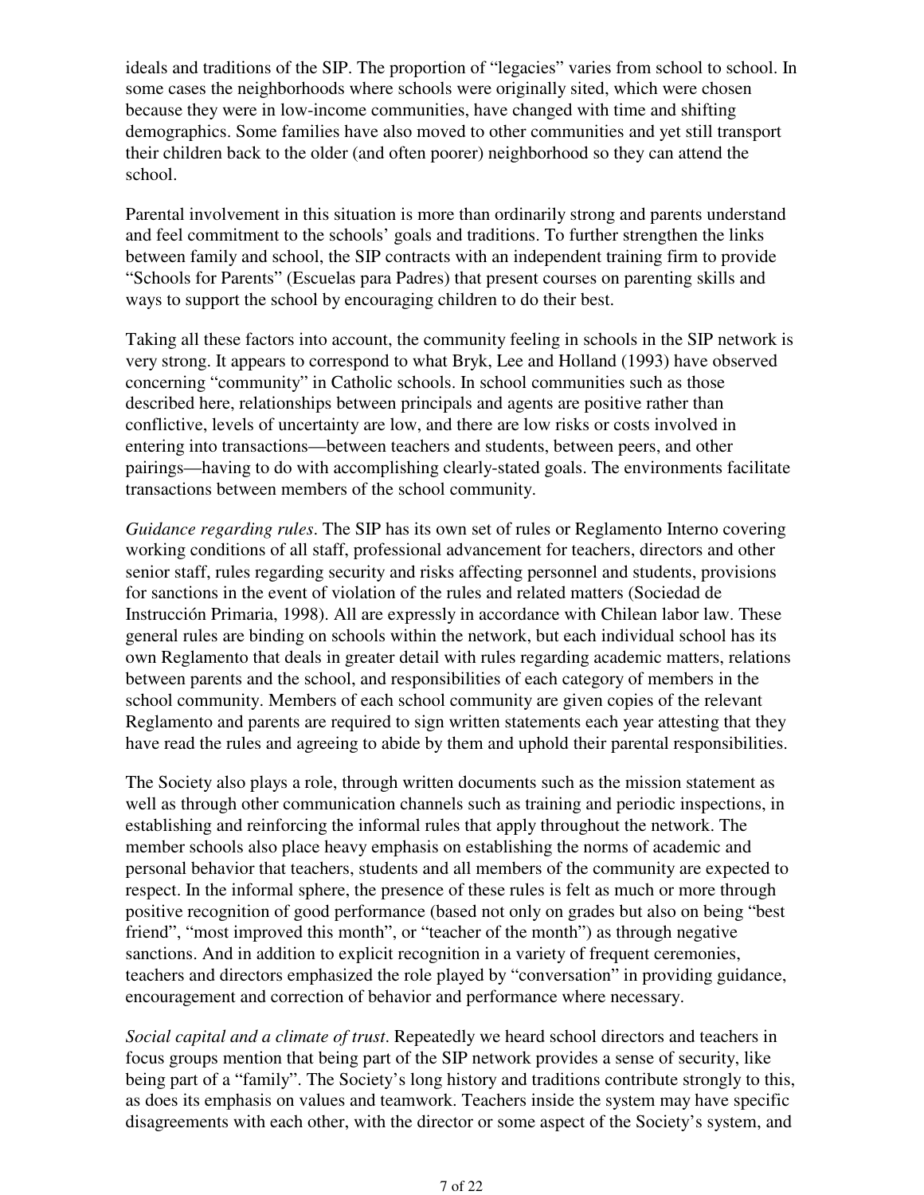ideals and traditions of the SIP. The proportion of "legacies" varies from school to school. In some cases the neighborhoods where schools were originally sited, which were chosen because they were in low-income communities, have changed with time and shifting demographics. Some families have also moved to other communities and yet still transport their children back to the older (and often poorer) neighborhood so they can attend the school.

Parental involvement in this situation is more than ordinarily strong and parents understand and feel commitment to the schools' goals and traditions. To further strengthen the links between family and school, the SIP contracts with an independent training firm to provide "Schools for Parents" (Escuelas para Padres) that present courses on parenting skills and ways to support the school by encouraging children to do their best.

Taking all these factors into account, the community feeling in schools in the SIP network is very strong. It appears to correspond to what Bryk, Lee and Holland (1993) have observed concerning "community" in Catholic schools. In school communities such as those described here, relationships between principals and agents are positive rather than conflictive, levels of uncertainty are low, and there are low risks or costs involved in entering into transactions—between teachers and students, between peers, and other pairings—having to do with accomplishing clearly-stated goals. The environments facilitate transactions between members of the school community.

*Guidance regarding rules*. The SIP has its own set of rules or Reglamento Interno covering working conditions of all staff, professional advancement for teachers, directors and other senior staff, rules regarding security and risks affecting personnel and students, provisions for sanctions in the event of violation of the rules and related matters (Sociedad de Instrucción Primaria, 1998). All are expressly in accordance with Chilean labor law. These general rules are binding on schools within the network, but each individual school has its own Reglamento that deals in greater detail with rules regarding academic matters, relations between parents and the school, and responsibilities of each category of members in the school community. Members of each school community are given copies of the relevant Reglamento and parents are required to sign written statements each year attesting that they have read the rules and agreeing to abide by them and uphold their parental responsibilities.

The Society also plays a role, through written documents such as the mission statement as well as through other communication channels such as training and periodic inspections, in establishing and reinforcing the informal rules that apply throughout the network. The member schools also place heavy emphasis on establishing the norms of academic and personal behavior that teachers, students and all members of the community are expected to respect. In the informal sphere, the presence of these rules is felt as much or more through positive recognition of good performance (based not only on grades but also on being "best friend", "most improved this month", or "teacher of the month") as through negative sanctions. And in addition to explicit recognition in a variety of frequent ceremonies, teachers and directors emphasized the role played by "conversation" in providing guidance, encouragement and correction of behavior and performance where necessary.

*Social capital and a climate of trust*. Repeatedly we heard school directors and teachers in focus groups mention that being part of the SIP network provides a sense of security, like being part of a "family". The Society's long history and traditions contribute strongly to this, as does its emphasis on values and teamwork. Teachers inside the system may have specific disagreements with each other, with the director or some aspect of the Society's system, and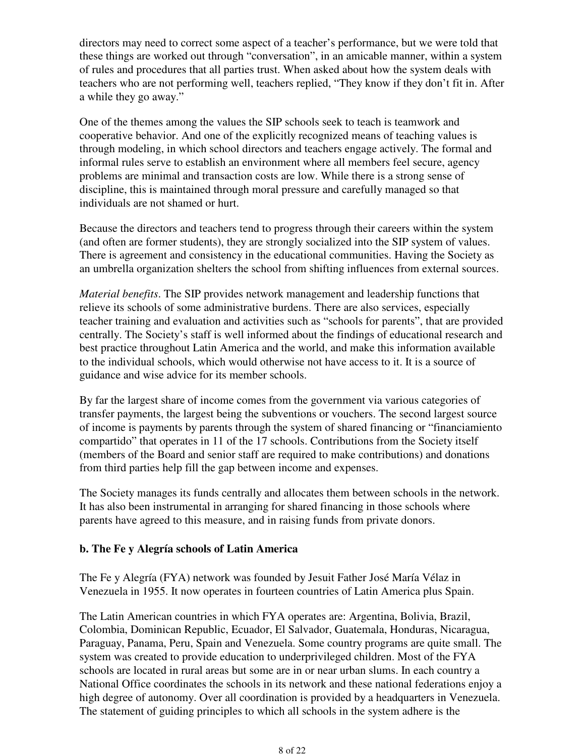directors may need to correct some aspect of a teacher's performance, but we were told that these things are worked out through "conversation", in an amicable manner, within a system of rules and procedures that all parties trust. When asked about how the system deals with teachers who are not performing well, teachers replied, "They know if they don't fit in. After a while they go away."

One of the themes among the values the SIP schools seek to teach is teamwork and cooperative behavior. And one of the explicitly recognized means of teaching values is through modeling, in which school directors and teachers engage actively. The formal and informal rules serve to establish an environment where all members feel secure, agency problems are minimal and transaction costs are low. While there is a strong sense of discipline, this is maintained through moral pressure and carefully managed so that individuals are not shamed or hurt.

Because the directors and teachers tend to progress through their careers within the system (and often are former students), they are strongly socialized into the SIP system of values. There is agreement and consistency in the educational communities. Having the Society as an umbrella organization shelters the school from shifting influences from external sources.

*Material benefits*. The SIP provides network management and leadership functions that relieve its schools of some administrative burdens. There are also services, especially teacher training and evaluation and activities such as "schools for parents", that are provided centrally. The Society's staff is well informed about the findings of educational research and best practice throughout Latin America and the world, and make this information available to the individual schools, which would otherwise not have access to it. It is a source of guidance and wise advice for its member schools.

By far the largest share of income comes from the government via various categories of transfer payments, the largest being the subventions or vouchers. The second largest source of income is payments by parents through the system of shared financing or "financiamiento compartido" that operates in 11 of the 17 schools. Contributions from the Society itself (members of the Board and senior staff are required to make contributions) and donations from third parties help fill the gap between income and expenses.

The Society manages its funds centrally and allocates them between schools in the network. It has also been instrumental in arranging for shared financing in those schools where parents have agreed to this measure, and in raising funds from private donors.

**b. The Fe y Alegría schools of Latin America**

The Fe y Alegría (FYA) network was founded by Jesuit Father José María Vélaz in Venezuela in 1955. It now operates in fourteen countries of Latin America plus Spain.

The Latin American countries in which FYA operates are: Argentina, Bolivia, Brazil, Colombia, Dominican Republic, Ecuador, El Salvador, Guatemala, Honduras, Nicaragua, Paraguay, Panama, Peru, Spain and Venezuela. Some country programs are quite small. The system was created to provide education to underprivileged children. Most of the FYA schools are located in rural areas but some are in or near urban slums. In each country a National Office coordinates the schools in its network and these national federations enjoy a high degree of autonomy. Over all coordination is provided by a headquarters in Venezuela. The statement of guiding principles to which all schools in the system adhere is the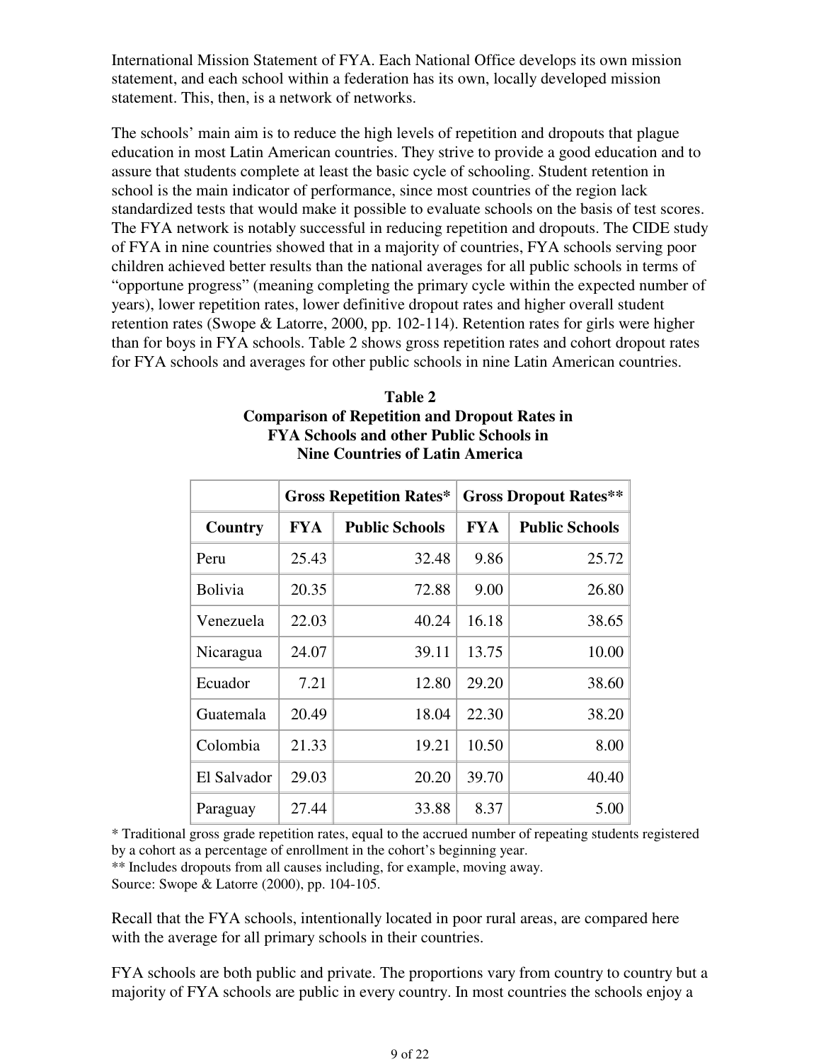International Mission Statement of FYA. Each National Office develops its own mission statement, and each school within a federation has its own, locally developed mission statement. This, then, is a network of networks.

The schools' main aim is to reduce the high levels of repetition and dropouts that plague education in most Latin American countries. They strive to provide a good education and to assure that students complete at least the basic cycle of schooling. Student retention in school is the main indicator of performance, since most countries of the region lack standardized tests that would make it possible to evaluate schools on the basis of test scores. The FYA network is notably successful in reducing repetition and dropouts. The CIDE study of FYA in nine countries showed that in a majority of countries, FYA schools serving poor children achieved better results than the national averages for all public schools in terms of "opportune progress" (meaning completing the primary cycle within the expected number of years), lower repetition rates, lower definitive dropout rates and higher overall student retention rates (Swope & Latorre, 2000, pp. 102-114). Retention rates for girls were higher than for boys in FYA schools. Table 2 shows gross repetition rates and cohort dropout rates for FYA schools and averages for other public schools in nine Latin American countries.

**Table 2**
**Comparison of Repetition and Dropout Rates in FYA Schools and other Public Schools in Nine Countries of Latin America**

| | Gross Repetition Rates* | | Gross Dropout Rates** | |
|---|---|---|---|---|
| **Country** | **FYA** | **Public Schools** | **FYA** | **Public Schools** |
| Peru | 25.43 | 32.48 | 9.86 | 25.72 |
| Bolivia | 20.35 | 72.88 | 9.00 | 26.80 |
| Venezuela | 22.03 | 40.24 | 16.18 | 38.65 |
| Nicaragua | 24.07 | 39.11 | 13.75 | 10.00 |
| Ecuador | 7.21 | 12.80 | 29.20 | 38.60 |
| Guatemala | 20.49 | 18.04 | 22.30 | 38.20 |
| Colombia | 21.33 | 19.21 | 10.50 | 8.00 |
| El Salvador | 29.03 | 20.20 | 39.70 | 40.40 |
| Paraguay | 27.44 | 33.88 | 8.37 | 5.00 |

* Traditional gross grade repetition rates, equal to the accrued number of repeating students registered by a cohort as a percentage of enrollment in the cohort's beginning year.
** Includes dropouts from all causes including, for example, moving away.
Source: Swope & Latorre (2000), pp. 104-105.

Recall that the FYA schools, intentionally located in poor rural areas, are compared here with the average for all primary schools in their countries.

FYA schools are both public and private. The proportions vary from country to country but a majority of FYA schools are public in every country. In most countries the schools enjoy a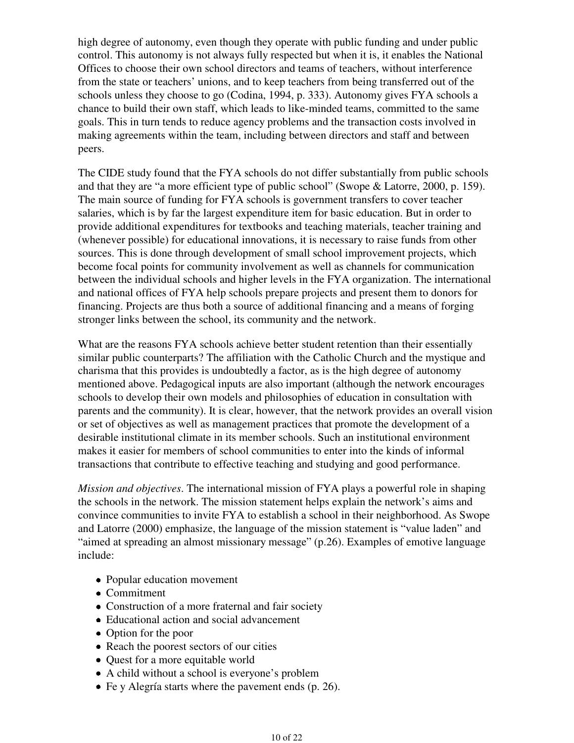high degree of autonomy, even though they operate with public funding and under public control. This autonomy is not always fully respected but when it is, it enables the National Offices to choose their own school directors and teams of teachers, without interference from the state or teachers' unions, and to keep teachers from being transferred out of the schools unless they choose to go (Codina, 1994, p. 333). Autonomy gives FYA schools a chance to build their own staff, which leads to like-minded teams, committed to the same goals. This in turn tends to reduce agency problems and the transaction costs involved in making agreements within the team, including between directors and staff and between peers.

The CIDE study found that the FYA schools do not differ substantially from public schools and that they are "a more efficient type of public school" (Swope & Latorre, 2000, p. 159). The main source of funding for FYA schools is government transfers to cover teacher salaries, which is by far the largest expenditure item for basic education. But in order to provide additional expenditures for textbooks and teaching materials, teacher training and (whenever possible) for educational innovations, it is necessary to raise funds from other sources. This is done through development of small school improvement projects, which become focal points for community involvement as well as channels for communication between the individual schools and higher levels in the FYA organization. The international and national offices of FYA help schools prepare projects and present them to donors for financing. Projects are thus both a source of additional financing and a means of forging stronger links between the school, its community and the network.

What are the reasons FYA schools achieve better student retention than their essentially similar public counterparts? The affiliation with the Catholic Church and the mystique and charisma that this provides is undoubtedly a factor, as is the high degree of autonomy mentioned above. Pedagogical inputs are also important (although the network encourages schools to develop their own models and philosophies of education in consultation with parents and the community). It is clear, however, that the network provides an overall vision or set of objectives as well as management practices that promote the development of a desirable institutional climate in its member schools. Such an institutional environment makes it easier for members of school communities to enter into the kinds of informal transactions that contribute to effective teaching and studying and good performance.

*Mission and objectives*. The international mission of FYA plays a powerful role in shaping the schools in the network. The mission statement helps explain the network's aims and convince communities to invite FYA to establish a school in their neighborhood. As Swope and Latorre (2000) emphasize, the language of the mission statement is "value laden" and "aimed at spreading an almost missionary message" (p.26). Examples of emotive language include:

- Popular education movement
- Commitment
- Construction of a more fraternal and fair society
- Educational action and social advancement
- Option for the poor
- Reach the poorest sectors of our cities
- Quest for a more equitable world
- A child without a school is everyone's problem
- Fe y Alegría starts where the pavement ends (p. 26).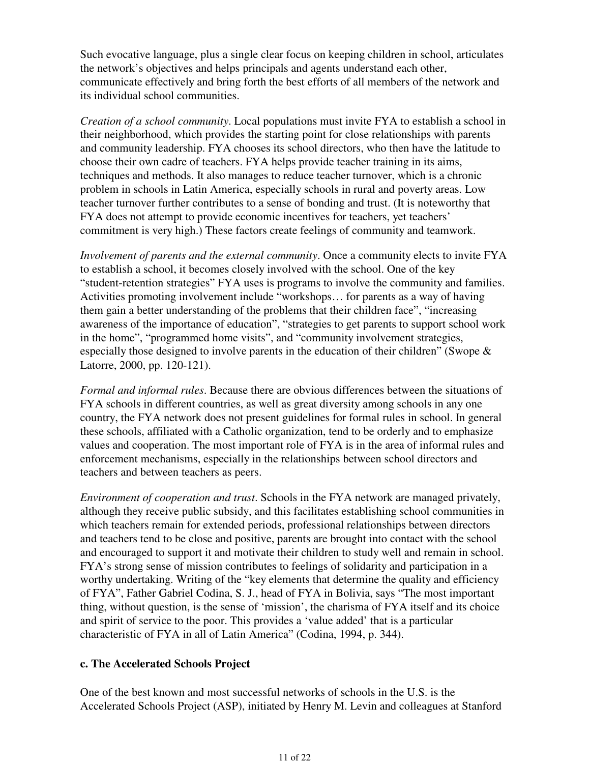Such evocative language, plus a single clear focus on keeping children in school, articulates the network's objectives and helps principals and agents understand each other, communicate effectively and bring forth the best efforts of all members of the network and its individual school communities.

*Creation of a school community*. Local populations must invite FYA to establish a school in their neighborhood, which provides the starting point for close relationships with parents and community leadership. FYA chooses its school directors, who then have the latitude to choose their own cadre of teachers. FYA helps provide teacher training in its aims, techniques and methods. It also manages to reduce teacher turnover, which is a chronic problem in schools in Latin America, especially schools in rural and poverty areas. Low teacher turnover further contributes to a sense of bonding and trust. (It is noteworthy that FYA does not attempt to provide economic incentives for teachers, yet teachers' commitment is very high.) These factors create feelings of community and teamwork.

*Involvement of parents and the external community*. Once a community elects to invite FYA to establish a school, it becomes closely involved with the school. One of the key "student-retention strategies" FYA uses is programs to involve the community and families. Activities promoting involvement include "workshops… for parents as a way of having them gain a better understanding of the problems that their children face", "increasing awareness of the importance of education", "strategies to get parents to support school work in the home", "programmed home visits", and "community involvement strategies, especially those designed to involve parents in the education of their children" (Swope & Latorre, 2000, pp. 120-121).

*Formal and informal rules*. Because there are obvious differences between the situations of FYA schools in different countries, as well as great diversity among schools in any one country, the FYA network does not present guidelines for formal rules in school. In general these schools, affiliated with a Catholic organization, tend to be orderly and to emphasize values and cooperation. The most important role of FYA is in the area of informal rules and enforcement mechanisms, especially in the relationships between school directors and teachers and between teachers as peers.

*Environment of cooperation and trust*. Schools in the FYA network are managed privately, although they receive public subsidy, and this facilitates establishing school communities in which teachers remain for extended periods, professional relationships between directors and teachers tend to be close and positive, parents are brought into contact with the school and encouraged to support it and motivate their children to study well and remain in school. FYA's strong sense of mission contributes to feelings of solidarity and participation in a worthy undertaking. Writing of the "key elements that determine the quality and efficiency of FYA", Father Gabriel Codina, S. J., head of FYA in Bolivia, says "The most important thing, without question, is the sense of 'mission', the charisma of FYA itself and its choice and spirit of service to the poor. This provides a 'value added' that is a particular characteristic of FYA in all of Latin America" (Codina, 1994, p. 344).

### c. The Accelerated Schools Project

One of the best known and most successful networks of schools in the U.S. is the Accelerated Schools Project (ASP), initiated by Henry M. Levin and colleagues at Stanford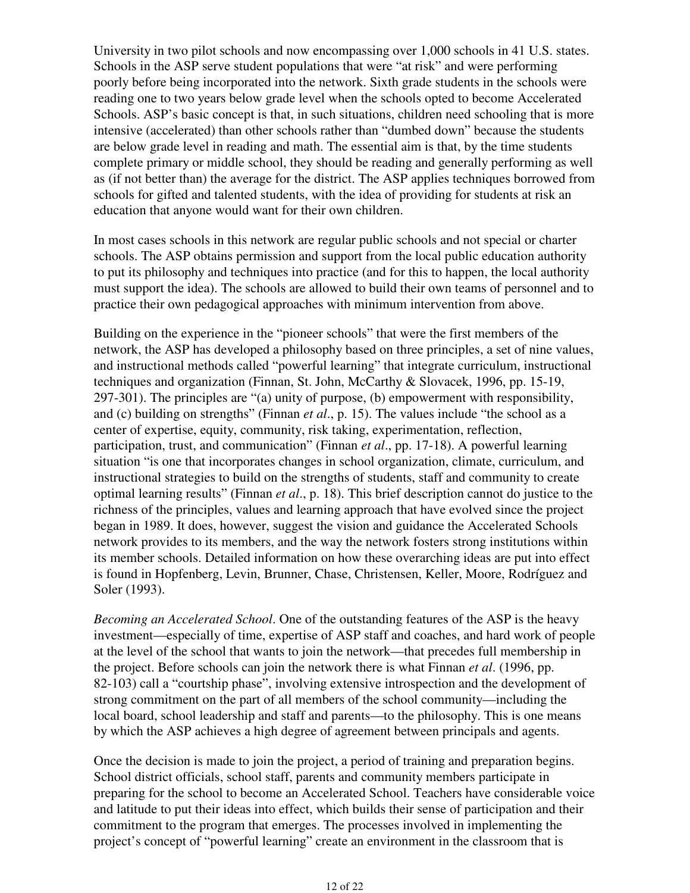University in two pilot schools and now encompassing over 1,000 schools in 41 U.S. states. Schools in the ASP serve student populations that were "at risk" and were performing poorly before being incorporated into the network. Sixth grade students in the schools were reading one to two years below grade level when the schools opted to become Accelerated Schools. ASP's basic concept is that, in such situations, children need schooling that is more intensive (accelerated) than other schools rather than "dumbed down" because the students are below grade level in reading and math. The essential aim is that, by the time students complete primary or middle school, they should be reading and generally performing as well as (if not better than) the average for the district. The ASP applies techniques borrowed from schools for gifted and talented students, with the idea of providing for students at risk an education that anyone would want for their own children.

In most cases schools in this network are regular public schools and not special or charter schools. The ASP obtains permission and support from the local public education authority to put its philosophy and techniques into practice (and for this to happen, the local authority must support the idea). The schools are allowed to build their own teams of personnel and to practice their own pedagogical approaches with minimum intervention from above.

Building on the experience in the "pioneer schools" that were the first members of the network, the ASP has developed a philosophy based on three principles, a set of nine values, and instructional methods called "powerful learning" that integrate curriculum, instructional techniques and organization (Finnan, St. John, McCarthy & Slovacek, 1996, pp. 15-19, 297-301). The principles are "(a) unity of purpose, (b) empowerment with responsibility, and (c) building on strengths" (Finnan *et al*., p. 15). The values include "the school as a center of expertise, equity, community, risk taking, experimentation, reflection, participation, trust, and communication" (Finnan *et al*., pp. 17-18). A powerful learning situation "is one that incorporates changes in school organization, climate, curriculum, and instructional strategies to build on the strengths of students, staff and community to create optimal learning results" (Finnan *et al*., p. 18). This brief description cannot do justice to the richness of the principles, values and learning approach that have evolved since the project began in 1989. It does, however, suggest the vision and guidance the Accelerated Schools network provides to its members, and the way the network fosters strong institutions within its member schools. Detailed information on how these overarching ideas are put into effect is found in Hopfenberg, Levin, Brunner, Chase, Christensen, Keller, Moore, Rodríguez and Soler (1993).

*Becoming an Accelerated School*. One of the outstanding features of the ASP is the heavy investment—especially of time, expertise of ASP staff and coaches, and hard work of people at the level of the school that wants to join the network—that precedes full membership in the project. Before schools can join the network there is what Finnan *et al*. (1996, pp. 82-103) call a "courtship phase", involving extensive introspection and the development of strong commitment on the part of all members of the school community—including the local board, school leadership and staff and parents—to the philosophy. This is one means by which the ASP achieves a high degree of agreement between principals and agents.

Once the decision is made to join the project, a period of training and preparation begins. School district officials, school staff, parents and community members participate in preparing for the school to become an Accelerated School. Teachers have considerable voice and latitude to put their ideas into effect, which builds their sense of participation and their commitment to the program that emerges. The processes involved in implementing the project's concept of "powerful learning" create an environment in the classroom that is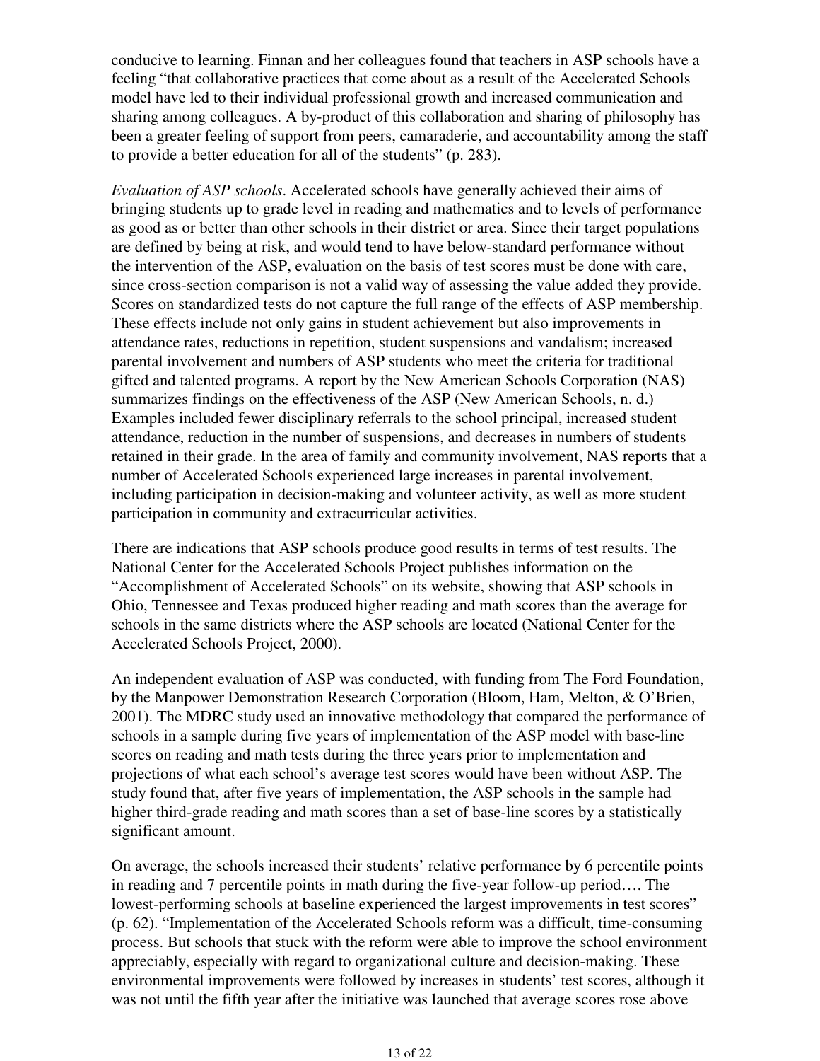conducive to learning. Finnan and her colleagues found that teachers in ASP schools have a feeling "that collaborative practices that come about as a result of the Accelerated Schools model have led to their individual professional growth and increased communication and sharing among colleagues. A by-product of this collaboration and sharing of philosophy has been a greater feeling of support from peers, camaraderie, and accountability among the staff to provide a better education for all of the students" (p. 283).

*Evaluation of ASP schools*. Accelerated schools have generally achieved their aims of bringing students up to grade level in reading and mathematics and to levels of performance as good as or better than other schools in their district or area. Since their target populations are defined by being at risk, and would tend to have below-standard performance without the intervention of the ASP, evaluation on the basis of test scores must be done with care, since cross-section comparison is not a valid way of assessing the value added they provide. Scores on standardized tests do not capture the full range of the effects of ASP membership. These effects include not only gains in student achievement but also improvements in attendance rates, reductions in repetition, student suspensions and vandalism; increased parental involvement and numbers of ASP students who meet the criteria for traditional gifted and talented programs. A report by the New American Schools Corporation (NAS) summarizes findings on the effectiveness of the ASP (New American Schools, n. d.) Examples included fewer disciplinary referrals to the school principal, increased student attendance, reduction in the number of suspensions, and decreases in numbers of students retained in their grade. In the area of family and community involvement, NAS reports that a number of Accelerated Schools experienced large increases in parental involvement, including participation in decision-making and volunteer activity, as well as more student participation in community and extracurricular activities.

There are indications that ASP schools produce good results in terms of test results. The National Center for the Accelerated Schools Project publishes information on the "Accomplishment of Accelerated Schools" on its website, showing that ASP schools in Ohio, Tennessee and Texas produced higher reading and math scores than the average for schools in the same districts where the ASP schools are located (National Center for the Accelerated Schools Project, 2000).

An independent evaluation of ASP was conducted, with funding from The Ford Foundation, by the Manpower Demonstration Research Corporation (Bloom, Ham, Melton, & O'Brien, 2001). The MDRC study used an innovative methodology that compared the performance of schools in a sample during five years of implementation of the ASP model with base-line scores on reading and math tests during the three years prior to implementation and projections of what each school's average test scores would have been without ASP. The study found that, after five years of implementation, the ASP schools in the sample had higher third-grade reading and math scores than a set of base-line scores by a statistically significant amount.

On average, the schools increased their students' relative performance by 6 percentile points in reading and 7 percentile points in math during the five-year follow-up period…. The lowest-performing schools at baseline experienced the largest improvements in test scores" (p. 62). "Implementation of the Accelerated Schools reform was a difficult, time-consuming process. But schools that stuck with the reform were able to improve the school environment appreciably, especially with regard to organizational culture and decision-making. These environmental improvements were followed by increases in students' test scores, although it was not until the fifth year after the initiative was launched that average scores rose above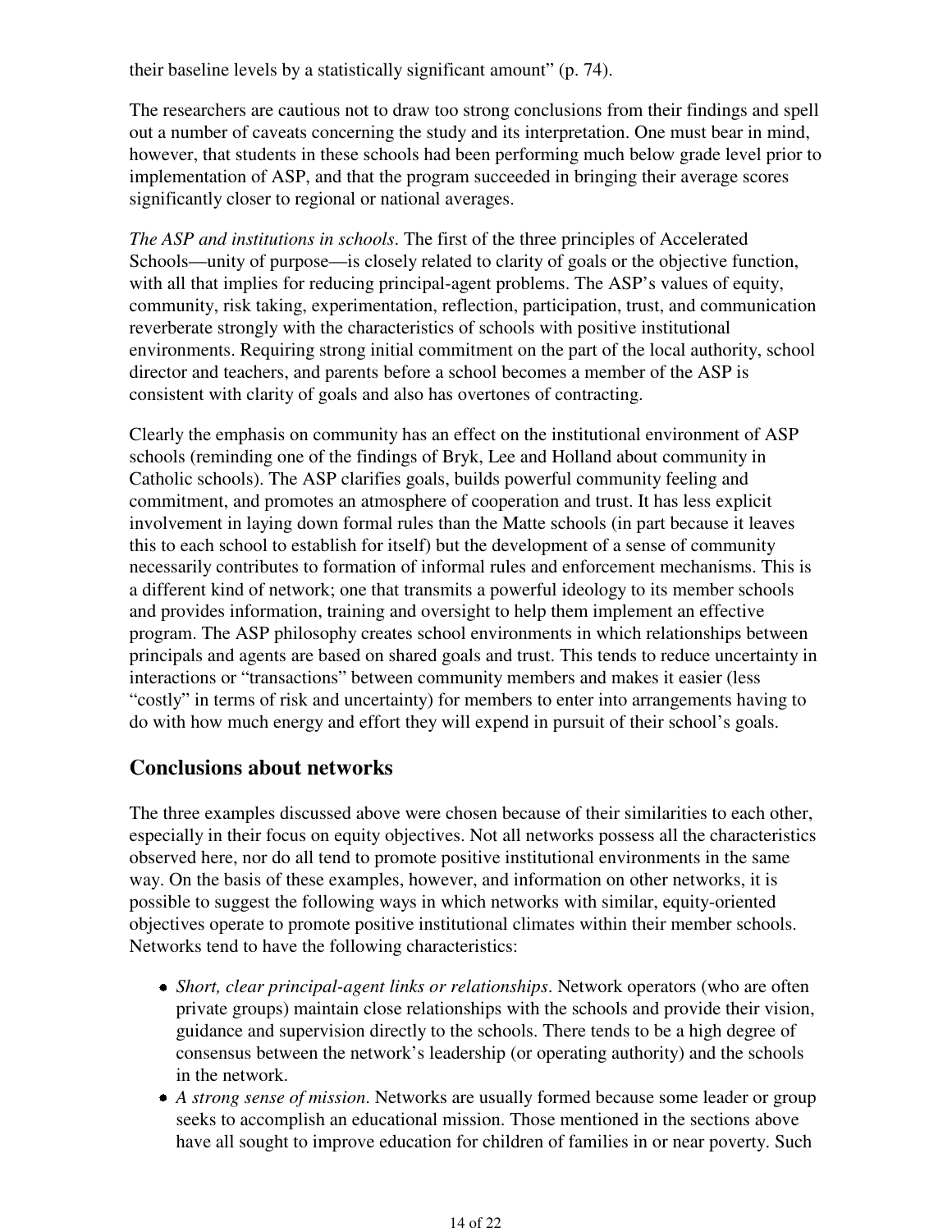their baseline levels by a statistically significant amount" (p. 74).

The researchers are cautious not to draw too strong conclusions from their findings and spell out a number of caveats concerning the study and its interpretation. One must bear in mind, however, that students in these schools had been performing much below grade level prior to implementation of ASP, and that the program succeeded in bringing their average scores significantly closer to regional or national averages.

*The ASP and institutions in schools*. The first of the three principles of Accelerated Schools—unity of purpose—is closely related to clarity of goals or the objective function, with all that implies for reducing principal-agent problems. The ASP's values of equity, community, risk taking, experimentation, reflection, participation, trust, and communication reverberate strongly with the characteristics of schools with positive institutional environments. Requiring strong initial commitment on the part of the local authority, school director and teachers, and parents before a school becomes a member of the ASP is consistent with clarity of goals and also has overtones of contracting.

Clearly the emphasis on community has an effect on the institutional environment of ASP schools (reminding one of the findings of Bryk, Lee and Holland about community in Catholic schools). The ASP clarifies goals, builds powerful community feeling and commitment, and promotes an atmosphere of cooperation and trust. It has less explicit involvement in laying down formal rules than the Matte schools (in part because it leaves this to each school to establish for itself) but the development of a sense of community necessarily contributes to formation of informal rules and enforcement mechanisms. This is a different kind of network; one that transmits a powerful ideology to its member schools and provides information, training and oversight to help them implement an effective program. The ASP philosophy creates school environments in which relationships between principals and agents are based on shared goals and trust. This tends to reduce uncertainty in interactions or "transactions" between community members and makes it easier (less "costly" in terms of risk and uncertainty) for members to enter into arrangements having to do with how much energy and effort they will expend in pursuit of their school's goals.

## Conclusions about networks

The three examples discussed above were chosen because of their similarities to each other, especially in their focus on equity objectives. Not all networks possess all the characteristics observed here, nor do all tend to promote positive institutional environments in the same way. On the basis of these examples, however, and information on other networks, it is possible to suggest the following ways in which networks with similar, equity-oriented objectives operate to promote positive institutional climates within their member schools. Networks tend to have the following characteristics:

- *Short, clear principal-agent links or relationships*. Network operators (who are often private groups) maintain close relationships with the schools and provide their vision, guidance and supervision directly to the schools. There tends to be a high degree of consensus between the network's leadership (or operating authority) and the schools in the network.
- *A strong sense of mission*. Networks are usually formed because some leader or group seeks to accomplish an educational mission. Those mentioned in the sections above have all sought to improve education for children of families in or near poverty. Such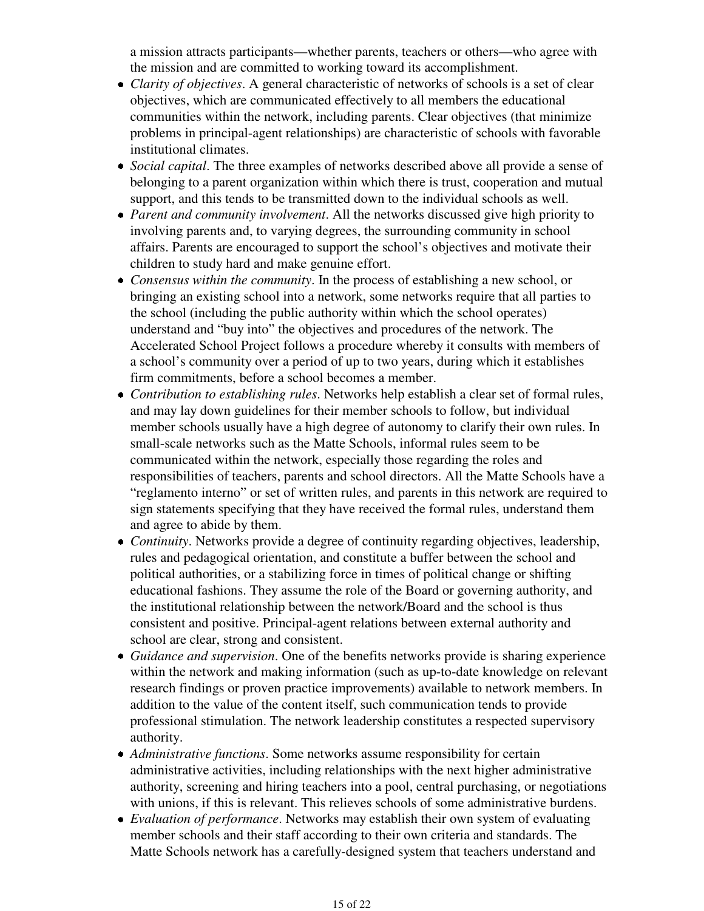a mission attracts participants—whether parents, teachers or others—who agree with the mission and are committed to working toward its accomplishment.

- *Clarity of objectives*. A general characteristic of networks of schools is a set of clear objectives, which are communicated effectively to all members the educational communities within the network, including parents. Clear objectives (that minimize problems in principal-agent relationships) are characteristic of schools with favorable institutional climates.
- *Social capital*. The three examples of networks described above all provide a sense of belonging to a parent organization within which there is trust, cooperation and mutual support, and this tends to be transmitted down to the individual schools as well.
- *Parent and community involvement*. All the networks discussed give high priority to involving parents and, to varying degrees, the surrounding community in school affairs. Parents are encouraged to support the school's objectives and motivate their children to study hard and make genuine effort.
- *Consensus within the community*. In the process of establishing a new school, or bringing an existing school into a network, some networks require that all parties to the school (including the public authority within which the school operates) understand and "buy into" the objectives and procedures of the network. The Accelerated School Project follows a procedure whereby it consults with members of a school's community over a period of up to two years, during which it establishes firm commitments, before a school becomes a member.
- *Contribution to establishing rules*. Networks help establish a clear set of formal rules, and may lay down guidelines for their member schools to follow, but individual member schools usually have a high degree of autonomy to clarify their own rules. In small-scale networks such as the Matte Schools, informal rules seem to be communicated within the network, especially those regarding the roles and responsibilities of teachers, parents and school directors. All the Matte Schools have a "reglamento interno" or set of written rules, and parents in this network are required to sign statements specifying that they have received the formal rules, understand them and agree to abide by them.
- *Continuity*. Networks provide a degree of continuity regarding objectives, leadership, rules and pedagogical orientation, and constitute a buffer between the school and political authorities, or a stabilizing force in times of political change or shifting educational fashions. They assume the role of the Board or governing authority, and the institutional relationship between the network/Board and the school is thus consistent and positive. Principal-agent relations between external authority and school are clear, strong and consistent.
- *Guidance and supervision*. One of the benefits networks provide is sharing experience within the network and making information (such as up-to-date knowledge on relevant research findings or proven practice improvements) available to network members. In addition to the value of the content itself, such communication tends to provide professional stimulation. The network leadership constitutes a respected supervisory authority.
- *Administrative functions*. Some networks assume responsibility for certain administrative activities, including relationships with the next higher administrative authority, screening and hiring teachers into a pool, central purchasing, or negotiations with unions, if this is relevant. This relieves schools of some administrative burdens.
- *Evaluation of performance*. Networks may establish their own system of evaluating member schools and their staff according to their own criteria and standards. The Matte Schools network has a carefully-designed system that teachers understand and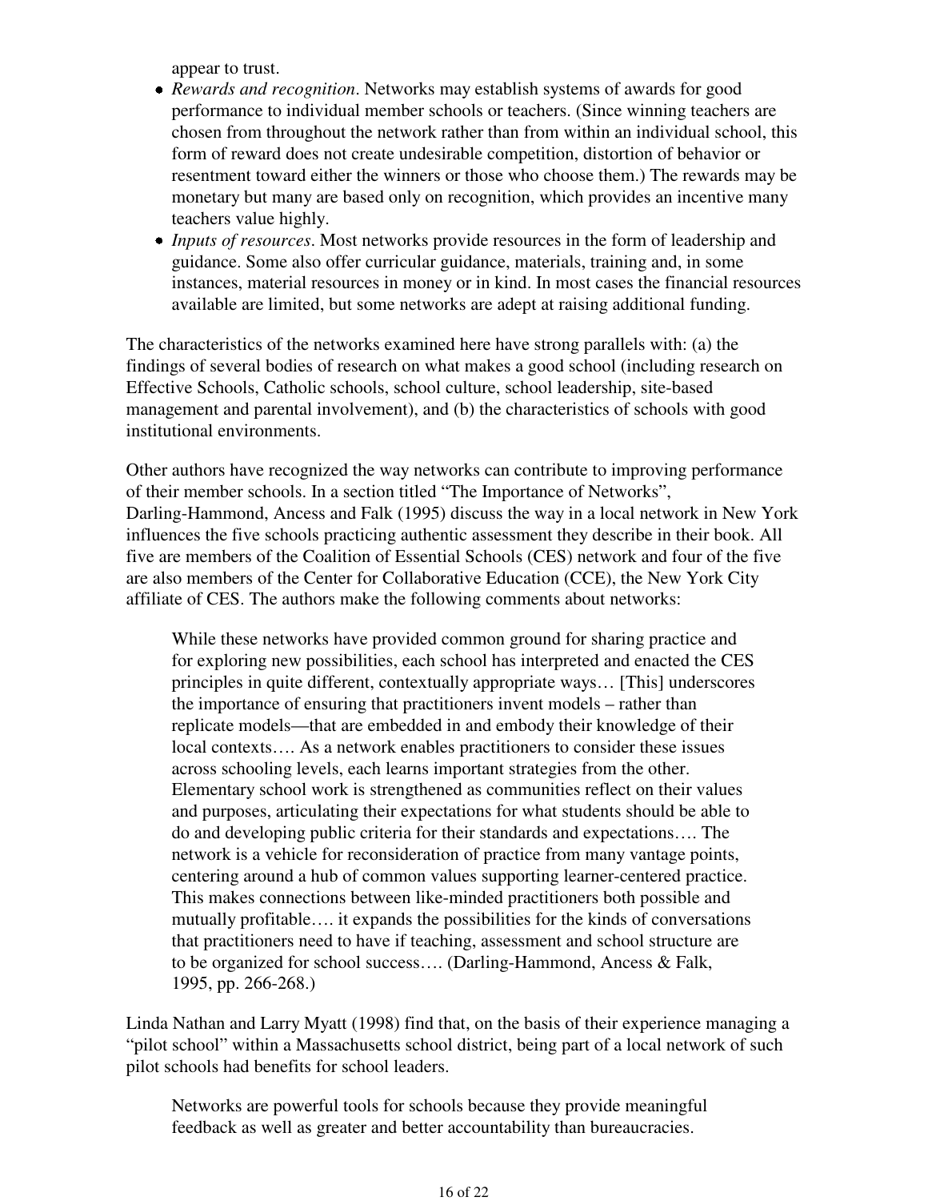appear to trust.

- *Rewards and recognition*. Networks may establish systems of awards for good performance to individual member schools or teachers. (Since winning teachers are chosen from throughout the network rather than from within an individual school, this form of reward does not create undesirable competition, distortion of behavior or resentment toward either the winners or those who choose them.) The rewards may be monetary but many are based only on recognition, which provides an incentive many teachers value highly.
- *Inputs of resources*. Most networks provide resources in the form of leadership and guidance. Some also offer curricular guidance, materials, training and, in some instances, material resources in money or in kind. In most cases the financial resources available are limited, but some networks are adept at raising additional funding.

The characteristics of the networks examined here have strong parallels with: (a) the findings of several bodies of research on what makes a good school (including research on Effective Schools, Catholic schools, school culture, school leadership, site-based management and parental involvement), and (b) the characteristics of schools with good institutional environments.

Other authors have recognized the way networks can contribute to improving performance of their member schools. In a section titled "The Importance of Networks", Darling-Hammond, Ancess and Falk (1995) discuss the way in a local network in New York influences the five schools practicing authentic assessment they describe in their book. All five are members of the Coalition of Essential Schools (CES) network and four of the five are also members of the Center for Collaborative Education (CCE), the New York City affiliate of CES. The authors make the following comments about networks:

> While these networks have provided common ground for sharing practice and for exploring new possibilities, each school has interpreted and enacted the CES principles in quite different, contextually appropriate ways… [This] underscores the importance of ensuring that practitioners invent models – rather than replicate models—that are embedded in and embody their knowledge of their local contexts…. As a network enables practitioners to consider these issues across schooling levels, each learns important strategies from the other. Elementary school work is strengthened as communities reflect on their values and purposes, articulating their expectations for what students should be able to do and developing public criteria for their standards and expectations…. The network is a vehicle for reconsideration of practice from many vantage points, centering around a hub of common values supporting learner-centered practice. This makes connections between like-minded practitioners both possible and mutually profitable…. it expands the possibilities for the kinds of conversations that practitioners need to have if teaching, assessment and school structure are to be organized for school success…. (Darling-Hammond, Ancess & Falk, 1995, pp. 266-268.)

Linda Nathan and Larry Myatt (1998) find that, on the basis of their experience managing a "pilot school" within a Massachusetts school district, being part of a local network of such pilot schools had benefits for school leaders.

> Networks are powerful tools for schools because they provide meaningful feedback as well as greater and better accountability than bureaucracies.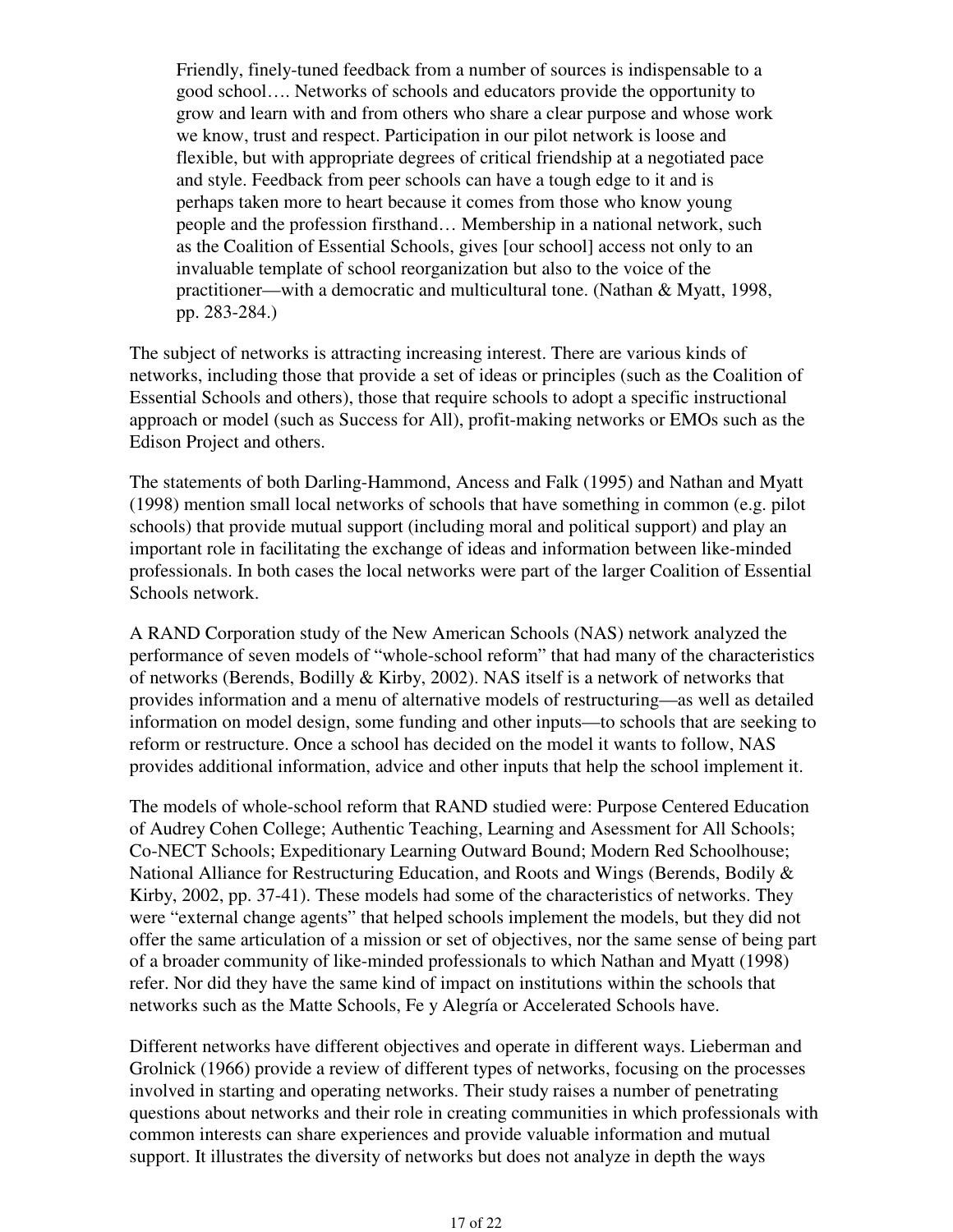> Friendly, finely-tuned feedback from a number of sources is indispensable to a good school…. Networks of schools and educators provide the opportunity to grow and learn with and from others who share a clear purpose and whose work we know, trust and respect. Participation in our pilot network is loose and flexible, but with appropriate degrees of critical friendship at a negotiated pace and style. Feedback from peer schools can have a tough edge to it and is perhaps taken more to heart because it comes from those who know young people and the profession firsthand… Membership in a national network, such as the Coalition of Essential Schools, gives [our school] access not only to an invaluable template of school reorganization but also to the voice of the practitioner—with a democratic and multicultural tone. (Nathan & Myatt, 1998, pp. 283-284.)

The subject of networks is attracting increasing interest. There are various kinds of networks, including those that provide a set of ideas or principles (such as the Coalition of Essential Schools and others), those that require schools to adopt a specific instructional approach or model (such as Success for All), profit-making networks or EMOs such as the Edison Project and others.

The statements of both Darling-Hammond, Ancess and Falk (1995) and Nathan and Myatt (1998) mention small local networks of schools that have something in common (e.g. pilot schools) that provide mutual support (including moral and political support) and play an important role in facilitating the exchange of ideas and information between like-minded professionals. In both cases the local networks were part of the larger Coalition of Essential Schools network.

A RAND Corporation study of the New American Schools (NAS) network analyzed the performance of seven models of "whole-school reform" that had many of the characteristics of networks (Berends, Bodilly & Kirby, 2002). NAS itself is a network of networks that provides information and a menu of alternative models of restructuring—as well as detailed information on model design, some funding and other inputs—to schools that are seeking to reform or restructure. Once a school has decided on the model it wants to follow, NAS provides additional information, advice and other inputs that help the school implement it.

The models of whole-school reform that RAND studied were: Purpose Centered Education of Audrey Cohen College; Authentic Teaching, Learning and Asessment for All Schools; Co-NECT Schools; Expeditionary Learning Outward Bound; Modern Red Schoolhouse; National Alliance for Restructuring Education, and Roots and Wings (Berends, Bodily & Kirby, 2002, pp. 37-41). These models had some of the characteristics of networks. They were "external change agents" that helped schools implement the models, but they did not offer the same articulation of a mission or set of objectives, nor the same sense of being part of a broader community of like-minded professionals to which Nathan and Myatt (1998) refer. Nor did they have the same kind of impact on institutions within the schools that networks such as the Matte Schools, Fe y Alegría or Accelerated Schools have.

Different networks have different objectives and operate in different ways. Lieberman and Grolnick (1966) provide a review of different types of networks, focusing on the processes involved in starting and operating networks. Their study raises a number of penetrating questions about networks and their role in creating communities in which professionals with common interests can share experiences and provide valuable information and mutual support. It illustrates the diversity of networks but does not analyze in depth the ways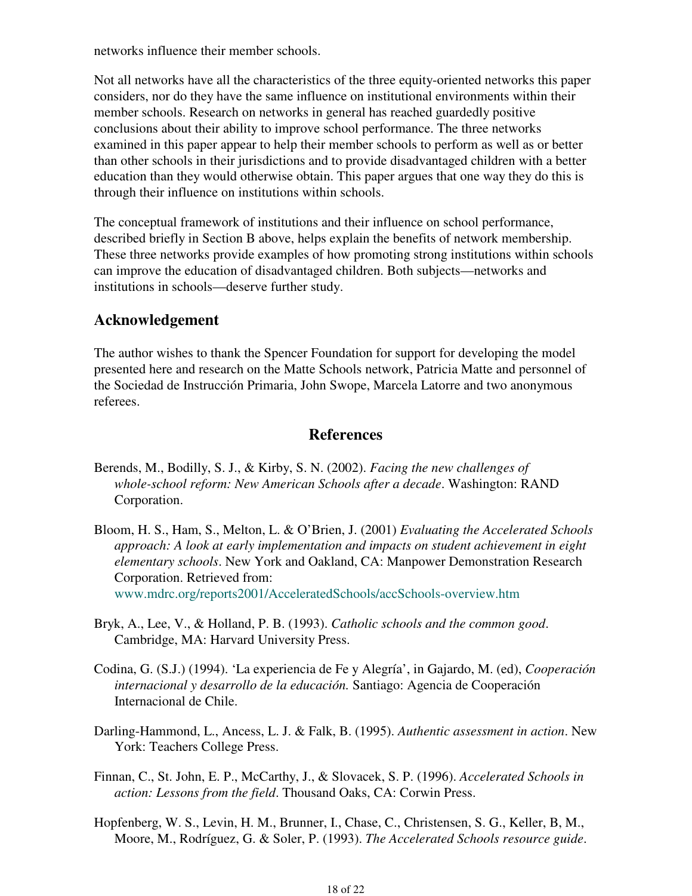networks influence their member schools.

Not all networks have all the characteristics of the three equity-oriented networks this paper considers, nor do they have the same influence on institutional environments within their member schools. Research on networks in general has reached guardedly positive conclusions about their ability to improve school performance. The three networks examined in this paper appear to help their member schools to perform as well as or better than other schools in their jurisdictions and to provide disadvantaged children with a better education than they would otherwise obtain. This paper argues that one way they do this is through their influence on institutions within schools.

The conceptual framework of institutions and their influence on school performance, described briefly in Section B above, helps explain the benefits of network membership. These three networks provide examples of how promoting strong institutions within schools can improve the education of disadvantaged children. Both subjects—networks and institutions in schools—deserve further study.

## Acknowledgement

The author wishes to thank the Spencer Foundation for support for developing the model presented here and research on the Matte Schools network, Patricia Matte and personnel of the Sociedad de Instrucción Primaria, John Swope, Marcela Latorre and two anonymous referees.

## References

Berends, M., Bodilly, S. J., & Kirby, S. N. (2002). *Facing the new challenges of whole-school reform: New American Schools after a decade*. Washington: RAND Corporation.

Bloom, H. S., Ham, S., Melton, L. & O'Brien, J. (2001) *Evaluating the Accelerated Schools approach: A look at early implementation and impacts on student achievement in eight elementary schools*. New York and Oakland, CA: Manpower Demonstration Research Corporation. Retrieved from: www.mdrc.org/reports2001/AcceleratedSchools/accSchools-overview.htm

Bryk, A., Lee, V., & Holland, P. B. (1993). *Catholic schools and the common good*. Cambridge, MA: Harvard University Press.

Codina, G. (S.J.) (1994). 'La experiencia de Fe y Alegría', in Gajardo, M. (ed), *Cooperación internacional y desarrollo de la educación.* Santiago: Agencia de Cooperación Internacional de Chile.

Darling-Hammond, L., Ancess, L. J. & Falk, B. (1995). *Authentic assessment in action*. New York: Teachers College Press.

Finnan, C., St. John, E. P., McCarthy, J., & Slovacek, S. P. (1996). *Accelerated Schools in action: Lessons from the field*. Thousand Oaks, CA: Corwin Press.

Hopfenberg, W. S., Levin, H. M., Brunner, I., Chase, C., Christensen, S. G., Keller, B, M., Moore, M., Rodríguez, G. & Soler, P. (1993). *The Accelerated Schools resource guide*.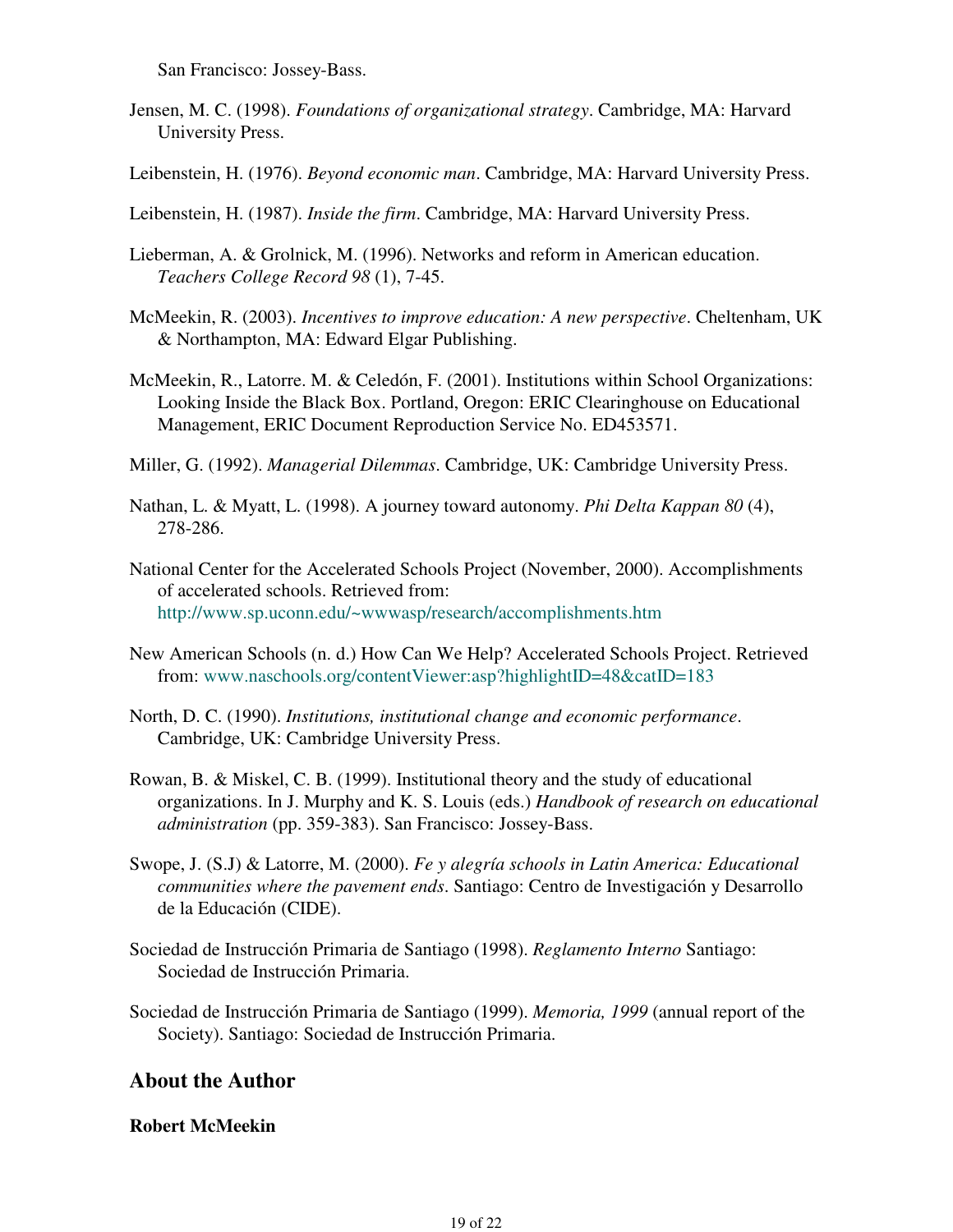San Francisco: Jossey-Bass.

Jensen, M. C. (1998). *Foundations of organizational strategy*. Cambridge, MA: Harvard University Press.

Leibenstein, H. (1976). *Beyond economic man*. Cambridge, MA: Harvard University Press.

Leibenstein, H. (1987). *Inside the firm*. Cambridge, MA: Harvard University Press.

Lieberman, A. & Grolnick, M. (1996). Networks and reform in American education. *Teachers College Record 98* (1), 7-45.

McMeekin, R. (2003). *Incentives to improve education: A new perspective*. Cheltenham, UK & Northampton, MA: Edward Elgar Publishing.

McMeekin, R., Latorre. M. & Celedón, F. (2001). Institutions within School Organizations: Looking Inside the Black Box. Portland, Oregon: ERIC Clearinghouse on Educational Management, ERIC Document Reproduction Service No. ED453571.

Miller, G. (1992). *Managerial Dilemmas*. Cambridge, UK: Cambridge University Press.

Nathan, L. & Myatt, L. (1998). A journey toward autonomy. *Phi Delta Kappan 80* (4), 278-286.

National Center for the Accelerated Schools Project (November, 2000). Accomplishments of accelerated schools. Retrieved from: http://www.sp.uconn.edu/~wwwasp/research/accomplishments.htm

New American Schools (n. d.) How Can We Help? Accelerated Schools Project. Retrieved from: www.naschools.org/contentViewer:asp?highlightID=48&catID=183

North, D. C. (1990). *Institutions, institutional change and economic performance*. Cambridge, UK: Cambridge University Press.

Rowan, B. & Miskel, C. B. (1999). Institutional theory and the study of educational organizations. In J. Murphy and K. S. Louis (eds.) *Handbook of research on educational administration* (pp. 359-383). San Francisco: Jossey-Bass.

Swope, J. (S.J) & Latorre, M. (2000). *Fe y alegría schools in Latin America: Educational communities where the pavement ends*. Santiago: Centro de Investigación y Desarrollo de la Educación (CIDE).

Sociedad de Instrucción Primaria de Santiago (1998). *Reglamento Interno* Santiago: Sociedad de Instrucción Primaria.

Sociedad de Instrucción Primaria de Santiago (1999). *Memoria, 1999* (annual report of the Society). Santiago: Sociedad de Instrucción Primaria.

## About the Author

**Robert McMeekin**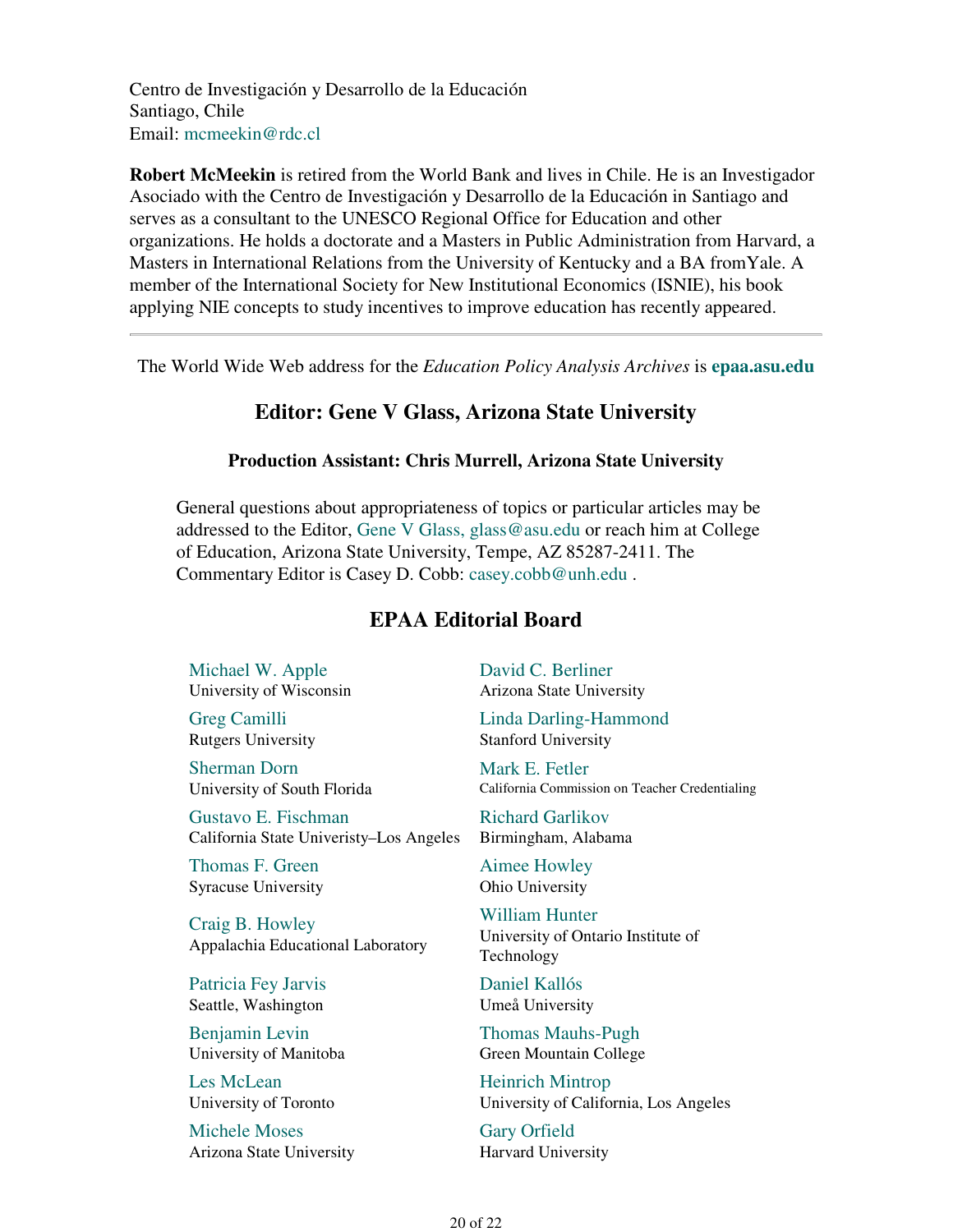Centro de Investigación y Desarrollo de la Educación
Santiago, Chile
Email: mcmeekin@rdc.cl

**Robert McMeekin** is retired from the World Bank and lives in Chile. He is an Investigador Asociado with the Centro de Investigación y Desarrollo de la Educación in Santiago and serves as a consultant to the UNESCO Regional Office for Education and other organizations. He holds a doctorate and a Masters in Public Administration from Harvard, a Masters in International Relations from the University of Kentucky and a BA fromYale. A member of the International Society for New Institutional Economics (ISNIE), his book applying NIE concepts to study incentives to improve education has recently appeared.

---

The World Wide Web address for the *Education Policy Analysis Archives* is **epaa.asu.edu**

## Editor: Gene V Glass, Arizona State University

### Production Assistant: Chris Murrell, Arizona State University

General questions about appropriateness of topics or particular articles may be addressed to the Editor, Gene V Glass, glass@asu.edu or reach him at College of Education, Arizona State University, Tempe, AZ 85287-2411. The Commentary Editor is Casey D. Cobb: casey.cobb@unh.edu .

## EPAA Editorial Board

Michael W. Apple
University of Wisconsin

David C. Berliner
Arizona State University

Greg Camilli
Rutgers University

Linda Darling-Hammond
Stanford University

Sherman Dorn
University of South Florida

Mark E. Fetler
California Commission on Teacher Credentialing

Gustavo E. Fischman
California State Univeristy–Los Angeles

Richard Garlikov
Birmingham, Alabama

Thomas F. Green
Syracuse University

Aimee Howley
Ohio University

Craig B. Howley
Appalachia Educational Laboratory

William Hunter
University of Ontario Institute of Technology

Patricia Fey Jarvis
Seattle, Washington

Daniel Kallós
Umeå University

Benjamin Levin
University of Manitoba

Thomas Mauhs-Pugh
Green Mountain College

Les McLean
University of Toronto

Heinrich Mintrop
University of California, Los Angeles

Michele Moses
Arizona State University

Gary Orfield
Harvard University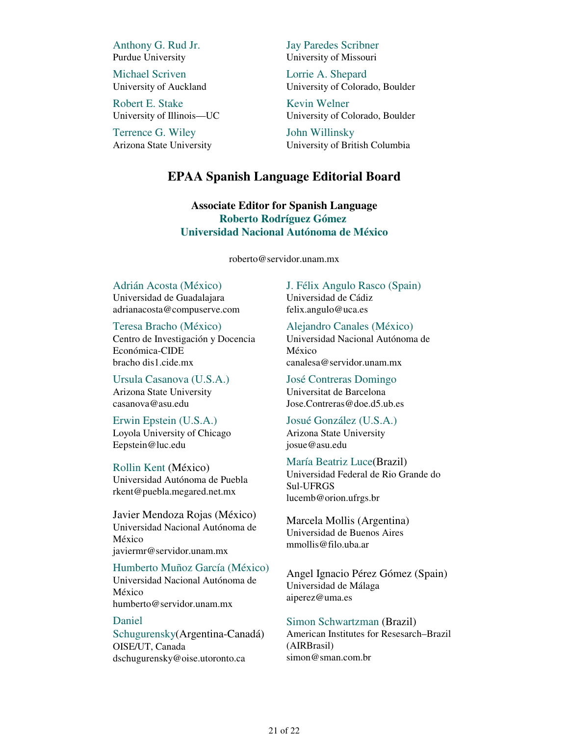Anthony G. Rud Jr.
Purdue University

Jay Paredes Scribner
University of Missouri

Michael Scriven
University of Auckland

Lorrie A. Shepard
University of Colorado, Boulder

Robert E. Stake
University of Illinois—UC

Kevin Welner
University of Colorado, Boulder

Terrence G. Wiley
Arizona State University

John Willinsky
University of British Columbia

## EPAA Spanish Language Editorial Board

**Associate Editor for Spanish Language**
**Roberto Rodríguez Gómez**
**Universidad Nacional Autónoma de México**

roberto@servidor.unam.mx

Adrián Acosta (México)
Universidad de Guadalajara
adrianacosta@compuserve.com

J. Félix Angulo Rasco (Spain)
Universidad de Cádiz
felix.angulo@uca.es

Teresa Bracho (México)
Centro de Investigación y Docencia Económica-CIDE
bracho dis1.cide.mx

Alejandro Canales (México)
Universidad Nacional Autónoma de México
canalesa@servidor.unam.mx

Ursula Casanova (U.S.A.)
Arizona State University
casanova@asu.edu

José Contreras Domingo
Universitat de Barcelona
Jose.Contreras@doe.d5.ub.es

Erwin Epstein (U.S.A.)
Loyola University of Chicago
Eepstein@luc.edu

Josué González (U.S.A.)
Arizona State University
josue@asu.edu

Rollin Kent (México)
Universidad Autónoma de Puebla
rkent@puebla.megared.net.mx

María Beatriz Luce(Brazil)
Universidad Federal de Rio Grande do Sul-UFRGS
lucemb@orion.ufrgs.br

Javier Mendoza Rojas (México)
Universidad Nacional Autónoma de México
javiermr@servidor.unam.mx

Marcela Mollis (Argentina)
Universidad de Buenos Aires
mmollis@filo.uba.ar

Humberto Muñoz García (México)
Universidad Nacional Autónoma de México
humberto@servidor.unam.mx

Angel Ignacio Pérez Gómez (Spain)
Universidad de Málaga
aiperez@uma.es

Daniel Schugurensky(Argentina-Canadá)
OISE/UT, Canada
dschugurensky@oise.utoronto.ca

Simon Schwartzman (Brazil)
American Institutes for Resesarch–Brazil (AIRBrasil)
simon@sman.com.br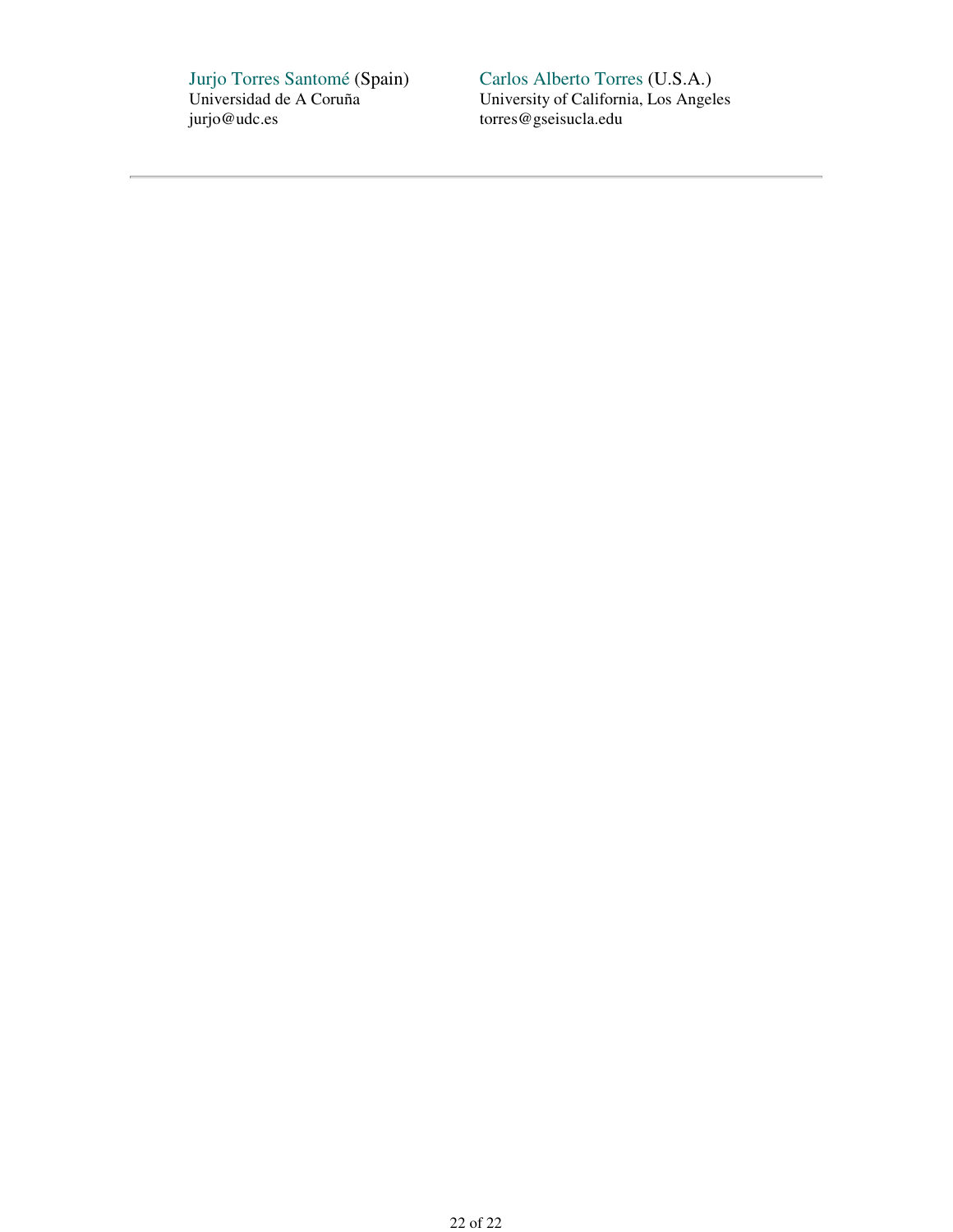Jurjo Torres Santomé (Spain)
Universidad de A Coruña
jurjo@udc.es

Carlos Alberto Torres (U.S.A.)
University of California, Los Angeles
torres@gseisucla.edu

---